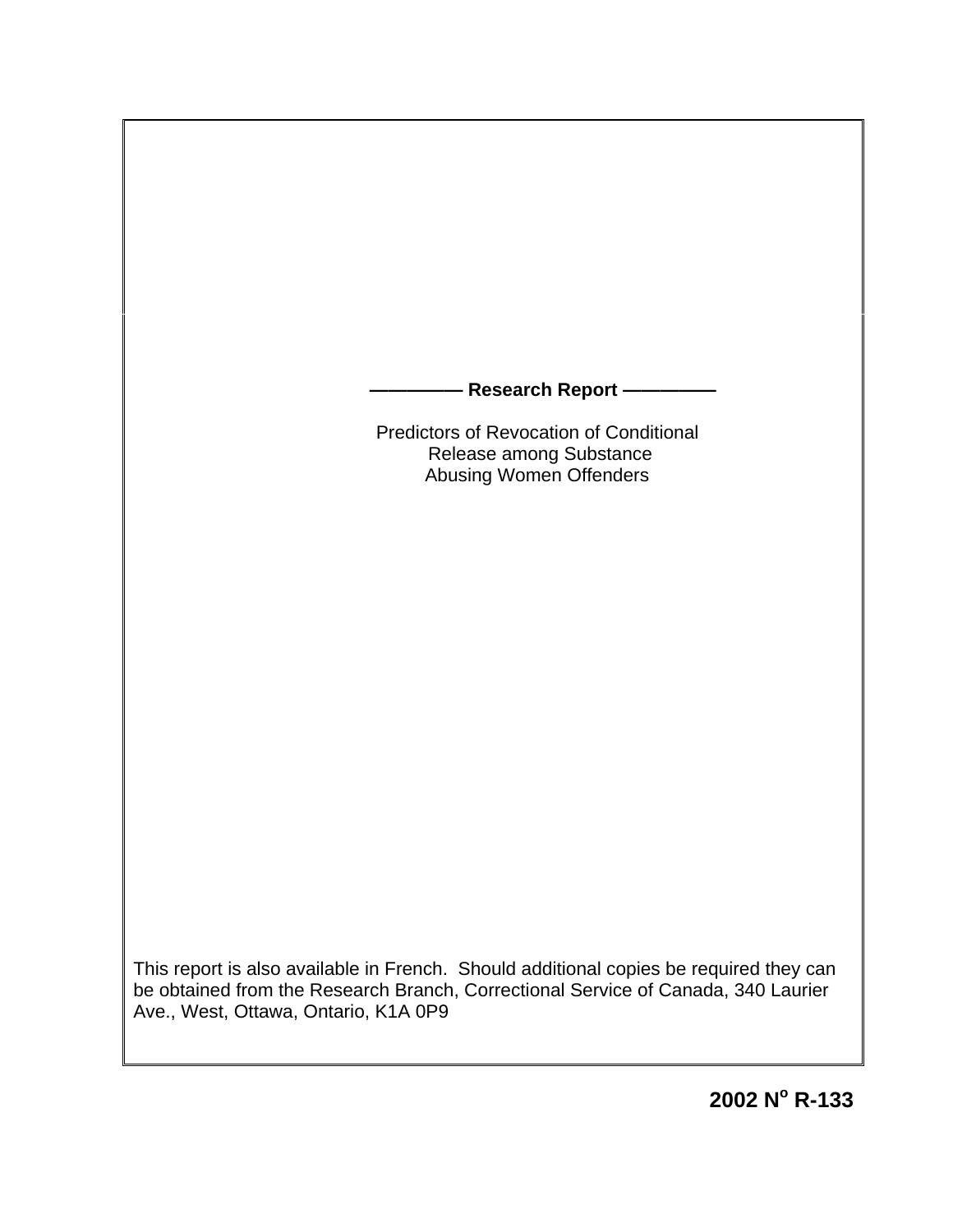**—————— Research Report ——————**

Predictors of Revocation of Conditional Release among Substance Abusing Women Offenders

This report is also available in French. Should additional copies be required they can be obtained from the Research Branch, Correctional Service of Canada, 340 Laurier Ave., West, Ottawa, Ontario, K1A 0P9

**2002 N$^{o}$ R-133**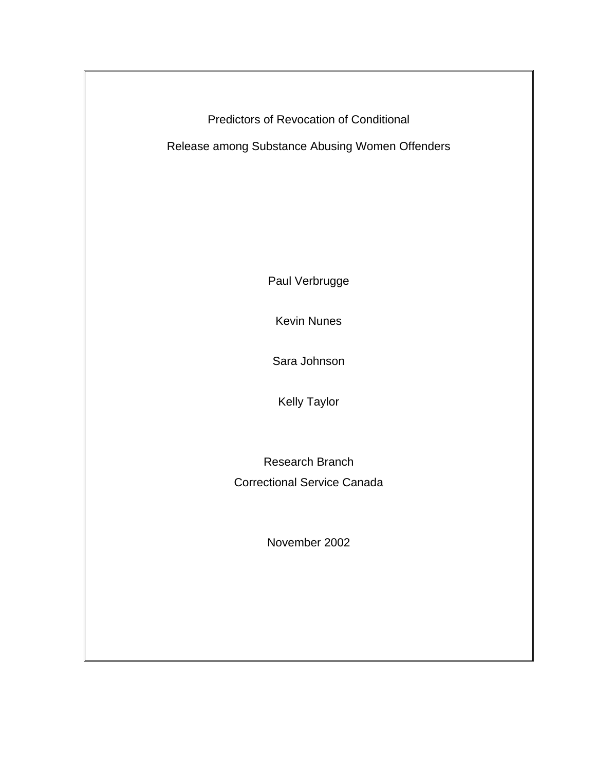# Predictors of Revocation of Conditional Release among Substance Abusing Women Offenders

Paul Verbrugge

Kevin Nunes

Sara Johnson

Kelly Taylor

Research Branch
Correctional Service Canada

November 2002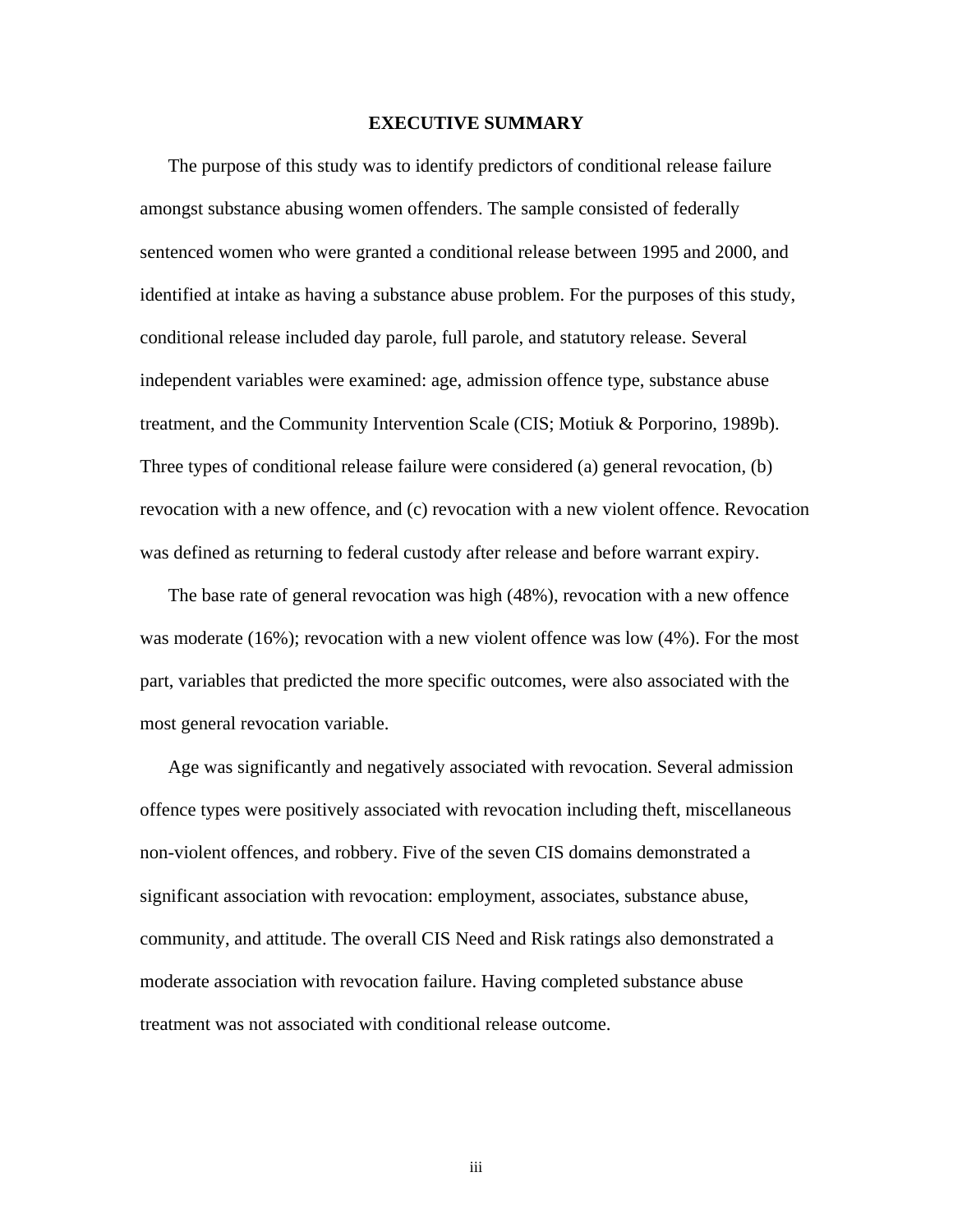# EXECUTIVE SUMMARY

The purpose of this study was to identify predictors of conditional release failure amongst substance abusing women offenders. The sample consisted of federally sentenced women who were granted a conditional release between 1995 and 2000, and identified at intake as having a substance abuse problem. For the purposes of this study, conditional release included day parole, full parole, and statutory release. Several independent variables were examined: age, admission offence type, substance abuse treatment, and the Community Intervention Scale (CIS; Motiuk & Porporino, 1989b). Three types of conditional release failure were considered (a) general revocation, (b) revocation with a new offence, and (c) revocation with a new violent offence. Revocation was defined as returning to federal custody after release and before warrant expiry.

The base rate of general revocation was high (48%), revocation with a new offence was moderate (16%); revocation with a new violent offence was low (4%). For the most part, variables that predicted the more specific outcomes, were also associated with the most general revocation variable.

Age was significantly and negatively associated with revocation. Several admission offence types were positively associated with revocation including theft, miscellaneous non-violent offences, and robbery. Five of the seven CIS domains demonstrated a significant association with revocation: employment, associates, substance abuse, community, and attitude. The overall CIS Need and Risk ratings also demonstrated a moderate association with revocation failure. Having completed substance abuse treatment was not associated with conditional release outcome.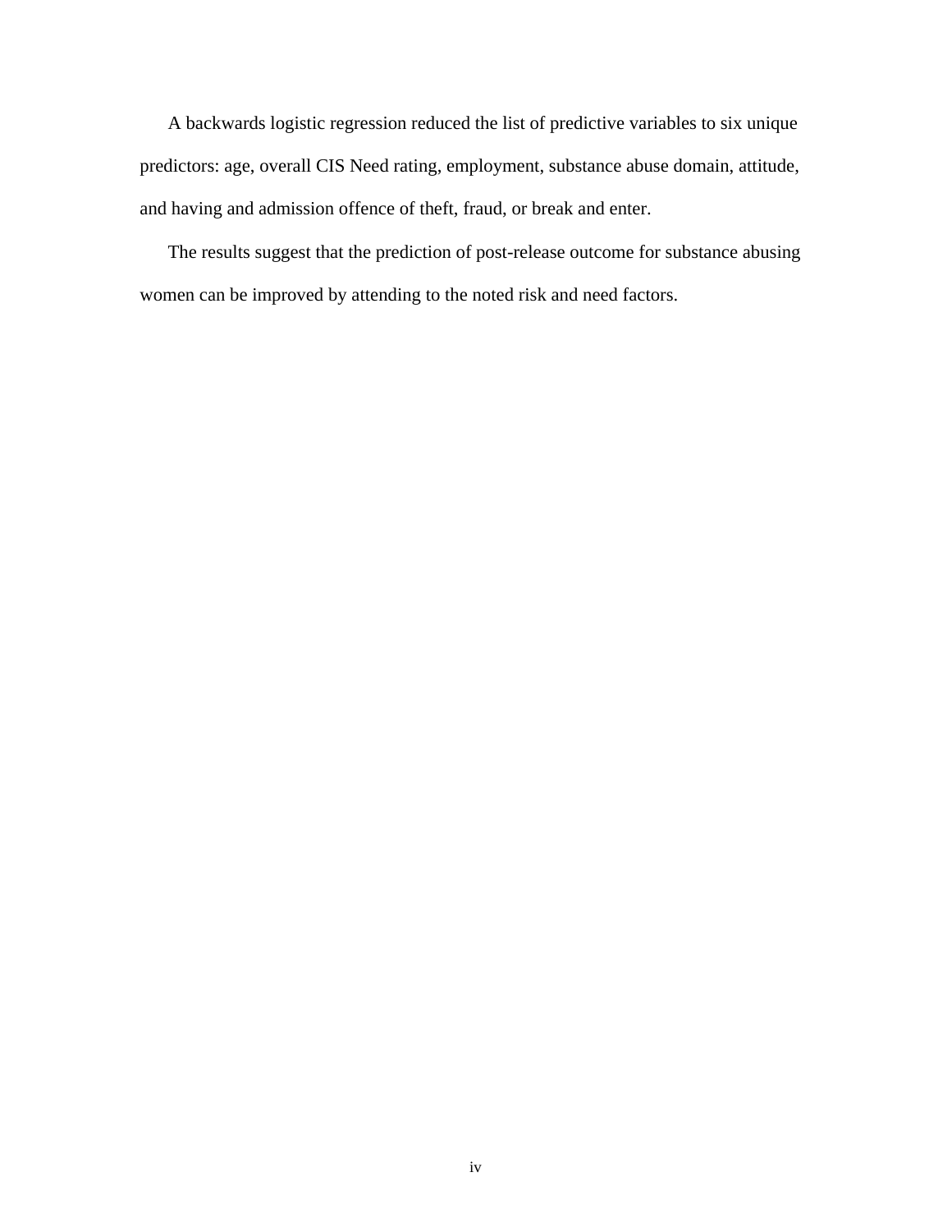A backwards logistic regression reduced the list of predictive variables to six unique predictors: age, overall CIS Need rating, employment, substance abuse domain, attitude, and having and admission offence of theft, fraud, or break and enter.

The results suggest that the prediction of post-release outcome for substance abusing women can be improved by attending to the noted risk and need factors.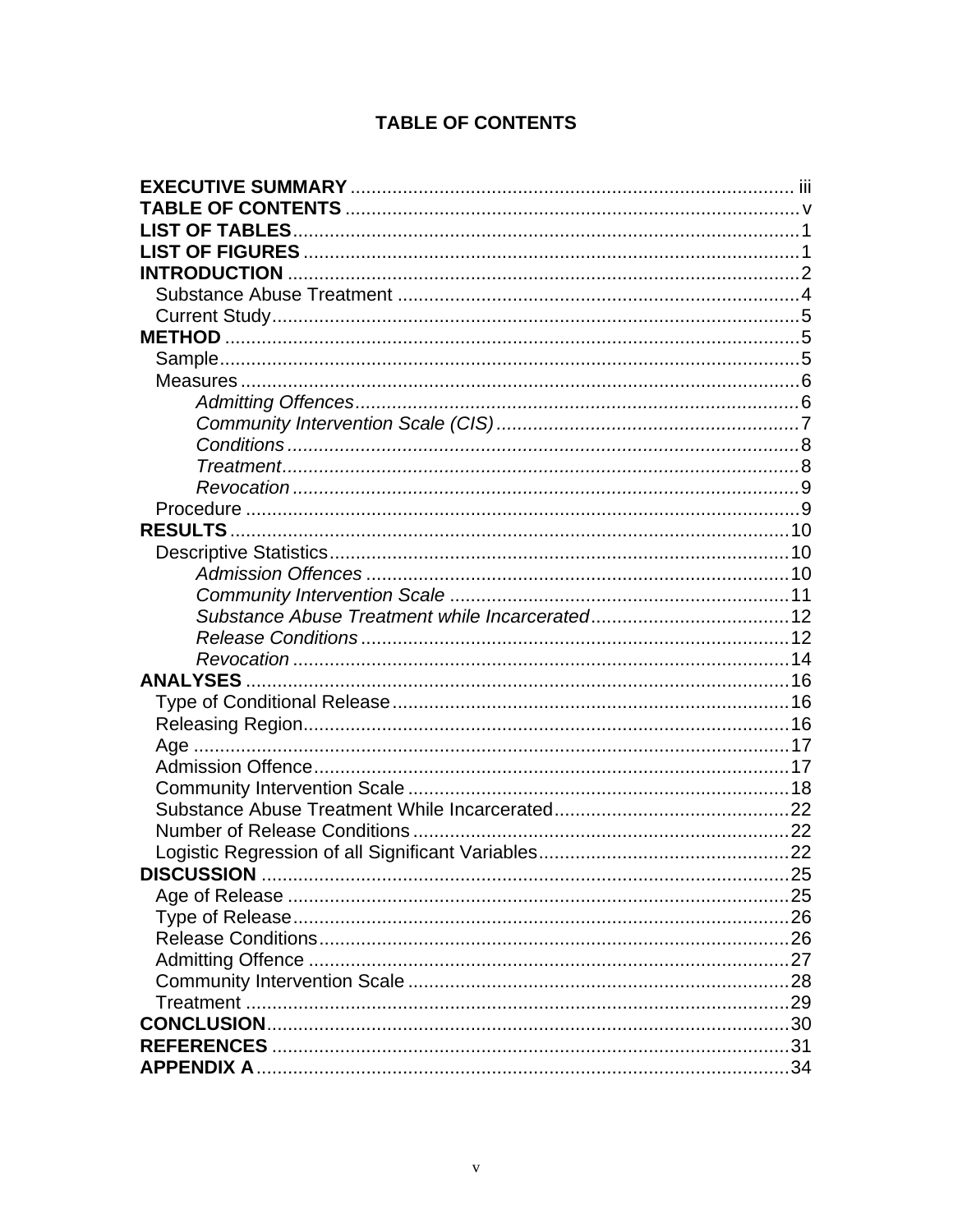# TABLE OF CONTENTS

**EXECUTIVE SUMMARY** ..................................................................................... iii
**TABLE OF CONTENTS** ..................................................................................... v
**LIST OF TABLES** ............................................................................................... 1
**LIST OF FIGURES** ............................................................................................. 1
**INTRODUCTION** ................................................................................................ 2
  Substance Abuse Treatment ............................................................................. 4
  Current Study .................................................................................................... 5
**METHOD** ............................................................................................................ 5
  Sample ............................................................................................................... 5
  Measures ........................................................................................................... 6
    *Admitting Offences* ....................................................................................... 6
    *Community Intervention Scale (CIS)* ........................................................... 7
    *Conditions* .................................................................................................... 8
    *Treatment* ..................................................................................................... 8
    *Revocation* ................................................................................................... 9
  Procedure .......................................................................................................... 9
**RESULTS** .......................................................................................................... 10
  Descriptive Statistics ......................................................................................... 10
    *Admission Offences* ..................................................................................... 10
    *Community Intervention Scale* ..................................................................... 11
    *Substance Abuse Treatment while Incarcerated* .......................................... 12
    *Release Conditions* ...................................................................................... 12
    *Revocation* ................................................................................................... 14
**ANALYSES** ........................................................................................................ 16
  Type of Conditional Release ............................................................................. 16
  Releasing Region .............................................................................................. 16
  Age .................................................................................................................... 17
  Admission Offence ............................................................................................ 17
  Community Intervention Scale .......................................................................... 18
  Substance Abuse Treatment While Incarcerated ............................................... 22
  Number of Release Conditions .......................................................................... 22
  Logistic Regression of all Significant Variables ................................................. 22
**DISCUSSION** ..................................................................................................... 25
  Age of Release ................................................................................................... 25
  Type of Release ................................................................................................. 26
  Release Conditions ............................................................................................ 26
  Admitting Offence .............................................................................................. 27
  Community Intervention Scale ........................................................................... 28
  Treatment .......................................................................................................... 29
**CONCLUSION** .................................................................................................... 30
**REFERENCES** .................................................................................................... 31
**APPENDIX A** ....................................................................................................... 34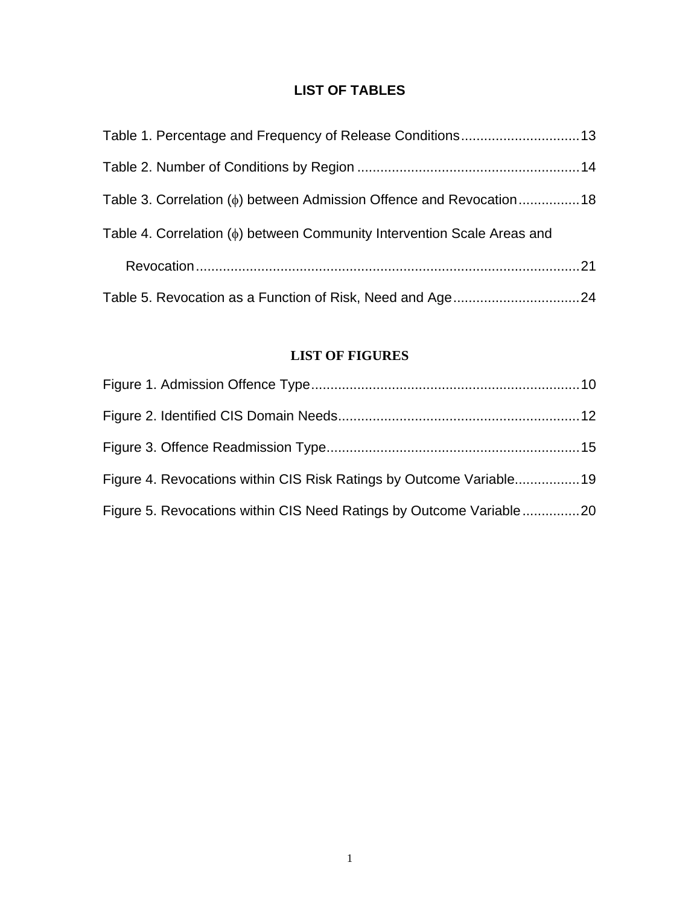## LIST OF TABLES

Table 1. Percentage and Frequency of Release Conditions ............................... 13

Table 2. Number of Conditions by Region ........................................................ 14

Table 3. Correlation ($\phi$) between Admission Offence and Revocation ................ 18

Table 4. Correlation ($\phi$) between Community Intervention Scale Areas and Revocation ..................................................................................................... 21

Table 5. Revocation as a Function of Risk, Need and Age ................................. 24

## LIST OF FIGURES

Figure 1. Admission Offence Type ...................................................................... 10

Figure 2. Identified CIS Domain Needs ............................................................... 12

Figure 3. Offence Readmission Type .................................................................. 15

Figure 4. Revocations within CIS Risk Ratings by Outcome Variable ................. 19

Figure 5. Revocations within CIS Need Ratings by Outcome Variable ............... 20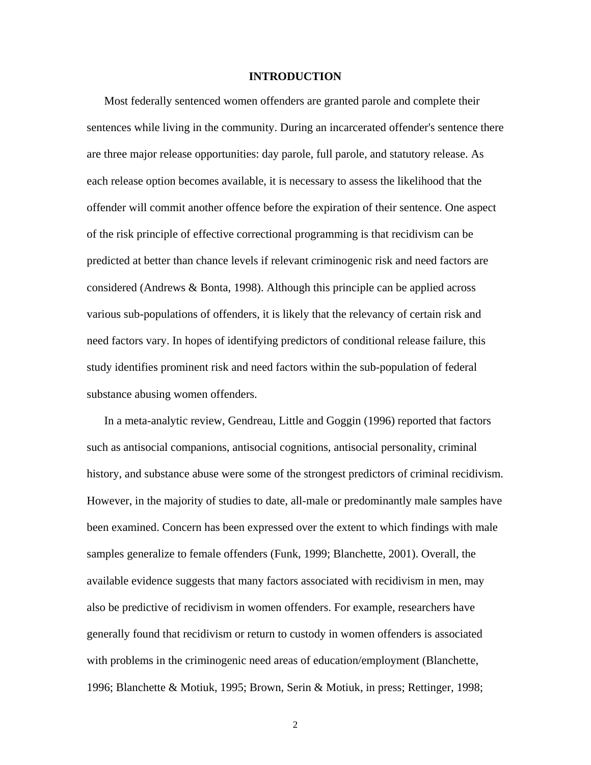# INTRODUCTION

Most federally sentenced women offenders are granted parole and complete their sentences while living in the community. During an incarcerated offender's sentence there are three major release opportunities: day parole, full parole, and statutory release. As each release option becomes available, it is necessary to assess the likelihood that the offender will commit another offence before the expiration of their sentence. One aspect of the risk principle of effective correctional programming is that recidivism can be predicted at better than chance levels if relevant criminogenic risk and need factors are considered (Andrews & Bonta, 1998). Although this principle can be applied across various sub-populations of offenders, it is likely that the relevancy of certain risk and need factors vary. In hopes of identifying predictors of conditional release failure, this study identifies prominent risk and need factors within the sub-population of federal substance abusing women offenders.

In a meta-analytic review, Gendreau, Little and Goggin (1996) reported that factors such as antisocial companions, antisocial cognitions, antisocial personality, criminal history, and substance abuse were some of the strongest predictors of criminal recidivism. However, in the majority of studies to date, all-male or predominantly male samples have been examined. Concern has been expressed over the extent to which findings with male samples generalize to female offenders (Funk, 1999; Blanchette, 2001). Overall, the available evidence suggests that many factors associated with recidivism in men, may also be predictive of recidivism in women offenders. For example, researchers have generally found that recidivism or return to custody in women offenders is associated with problems in the criminogenic need areas of education/employment (Blanchette, 1996; Blanchette & Motiuk, 1995; Brown, Serin & Motiuk, in press; Rettinger, 1998;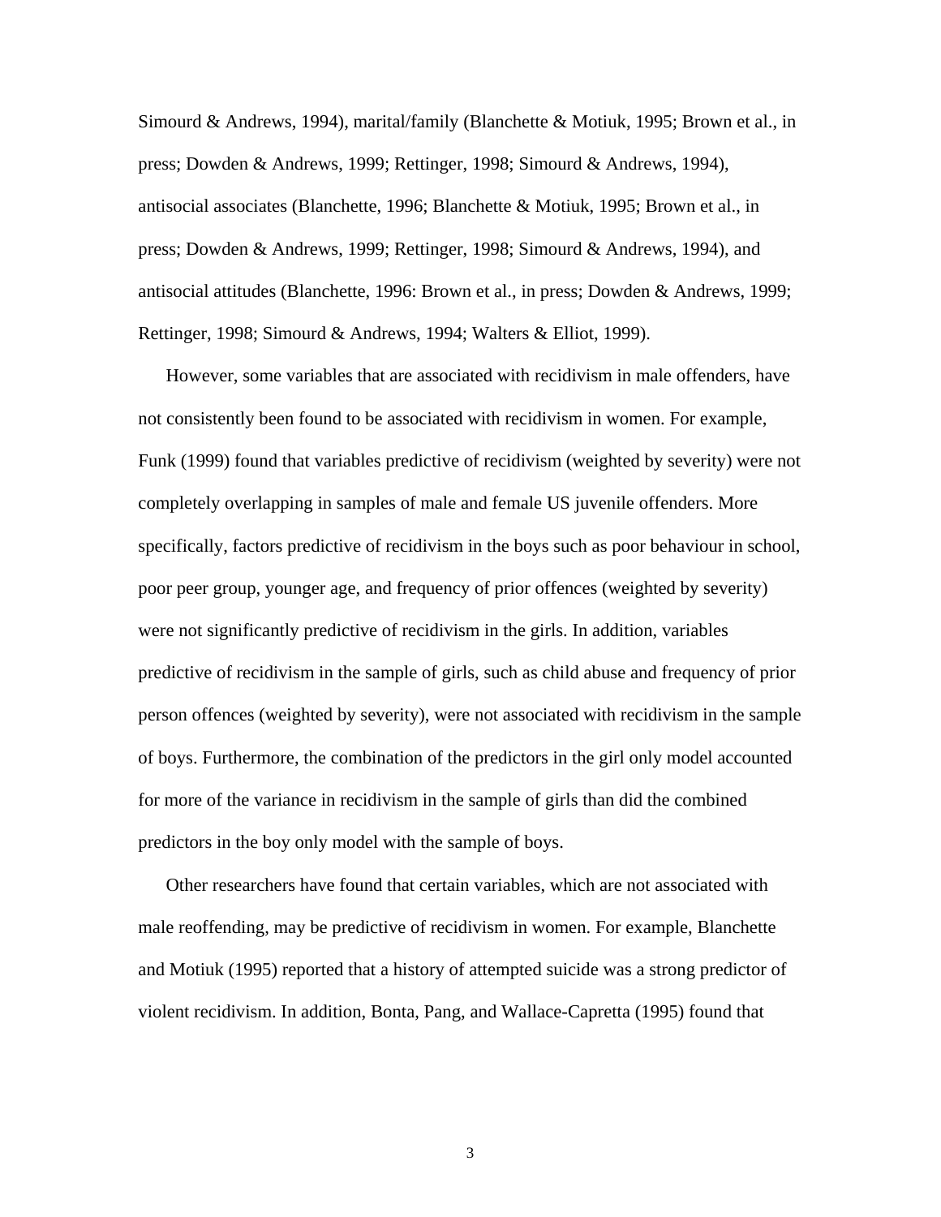Simourd & Andrews, 1994), marital/family (Blanchette & Motiuk, 1995; Brown et al., in press; Dowden & Andrews, 1999; Rettinger, 1998; Simourd & Andrews, 1994), antisocial associates (Blanchette, 1996; Blanchette & Motiuk, 1995; Brown et al., in press; Dowden & Andrews, 1999; Rettinger, 1998; Simourd & Andrews, 1994), and antisocial attitudes (Blanchette, 1996: Brown et al., in press; Dowden & Andrews, 1999; Rettinger, 1998; Simourd & Andrews, 1994; Walters & Elliot, 1999).

However, some variables that are associated with recidivism in male offenders, have not consistently been found to be associated with recidivism in women. For example, Funk (1999) found that variables predictive of recidivism (weighted by severity) were not completely overlapping in samples of male and female US juvenile offenders. More specifically, factors predictive of recidivism in the boys such as poor behaviour in school, poor peer group, younger age, and frequency of prior offences (weighted by severity) were not significantly predictive of recidivism in the girls. In addition, variables predictive of recidivism in the sample of girls, such as child abuse and frequency of prior person offences (weighted by severity), were not associated with recidivism in the sample of boys. Furthermore, the combination of the predictors in the girl only model accounted for more of the variance in recidivism in the sample of girls than did the combined predictors in the boy only model with the sample of boys.

Other researchers have found that certain variables, which are not associated with male reoffending, may be predictive of recidivism in women. For example, Blanchette and Motiuk (1995) reported that a history of attempted suicide was a strong predictor of violent recidivism. In addition, Bonta, Pang, and Wallace-Capretta (1995) found that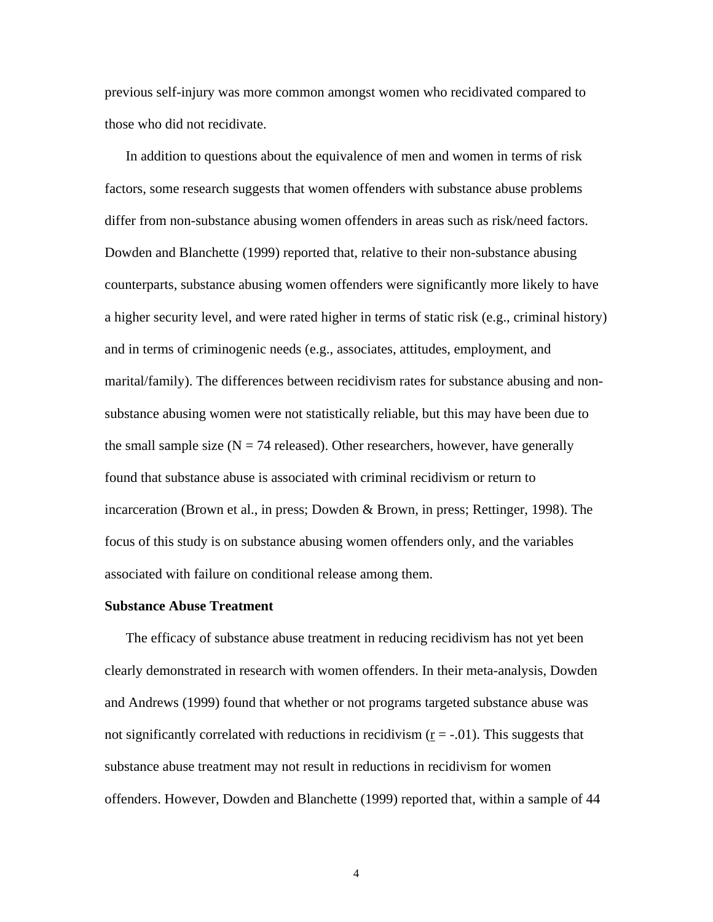previous self-injury was more common amongst women who recidivated compared to those who did not recidivate.

In addition to questions about the equivalence of men and women in terms of risk factors, some research suggests that women offenders with substance abuse problems differ from non-substance abusing women offenders in areas such as risk/need factors. Dowden and Blanchette (1999) reported that, relative to their non-substance abusing counterparts, substance abusing women offenders were significantly more likely to have a higher security level, and were rated higher in terms of static risk (e.g., criminal history) and in terms of criminogenic needs (e.g., associates, attitudes, employment, and marital/family). The differences between recidivism rates for substance abusing and non-substance abusing women were not statistically reliable, but this may have been due to the small sample size (N = 74 released). Other researchers, however, have generally found that substance abuse is associated with criminal recidivism or return to incarceration (Brown et al., in press; Dowden & Brown, in press; Rettinger, 1998). The focus of this study is on substance abusing women offenders only, and the variables associated with failure on conditional release among them.

**Substance Abuse Treatment**

The efficacy of substance abuse treatment in reducing recidivism has not yet been clearly demonstrated in research with women offenders. In their meta-analysis, Dowden and Andrews (1999) found that whether or not programs targeted substance abuse was not significantly correlated with reductions in recidivism ($r = -.01$). This suggests that substance abuse treatment may not result in reductions in recidivism for women offenders. However, Dowden and Blanchette (1999) reported that, within a sample of 44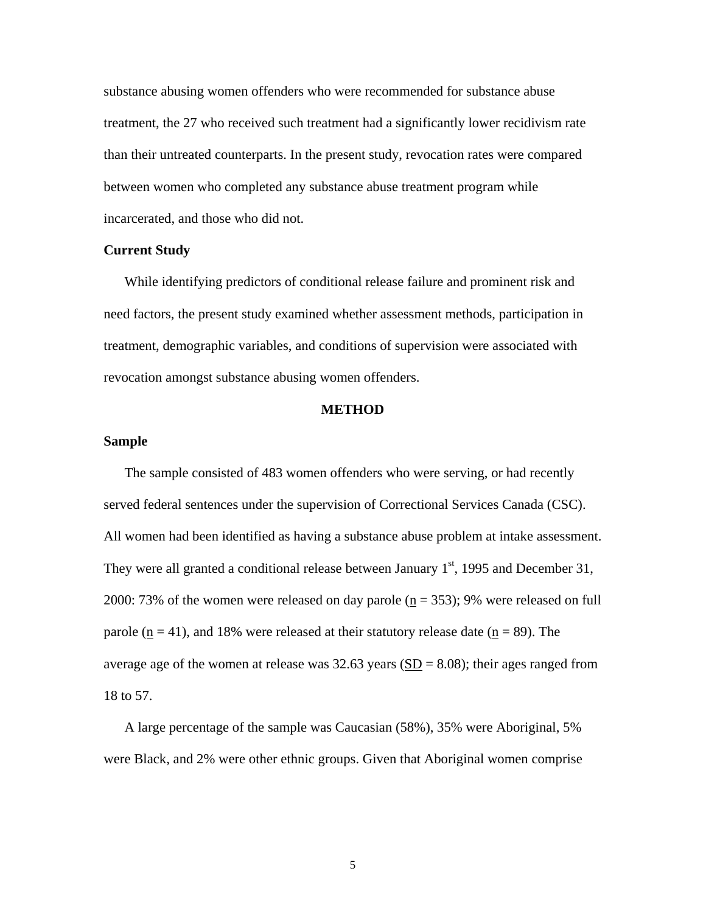substance abusing women offenders who were recommended for substance abuse treatment, the 27 who received such treatment had a significantly lower recidivism rate than their untreated counterparts. In the present study, revocation rates were compared between women who completed any substance abuse treatment program while incarcerated, and those who did not.

### Current Study

While identifying predictors of conditional release failure and prominent risk and need factors, the present study examined whether assessment methods, participation in treatment, demographic variables, and conditions of supervision were associated with revocation amongst substance abusing women offenders.

## METHOD

### Sample

The sample consisted of 483 women offenders who were serving, or had recently served federal sentences under the supervision of Correctional Services Canada (CSC). All women had been identified as having a substance abuse problem at intake assessment. They were all granted a conditional release between January 1st, 1995 and December 31, 2000: 73% of the women were released on day parole ($n$ = 353); 9% were released on full parole ($n$ = 41), and 18% were released at their statutory release date ($n$ = 89). The average age of the women at release was 32.63 years ($SD$ = 8.08); their ages ranged from 18 to 57.

A large percentage of the sample was Caucasian (58%), 35% were Aboriginal, 5% were Black, and 2% were other ethnic groups. Given that Aboriginal women comprise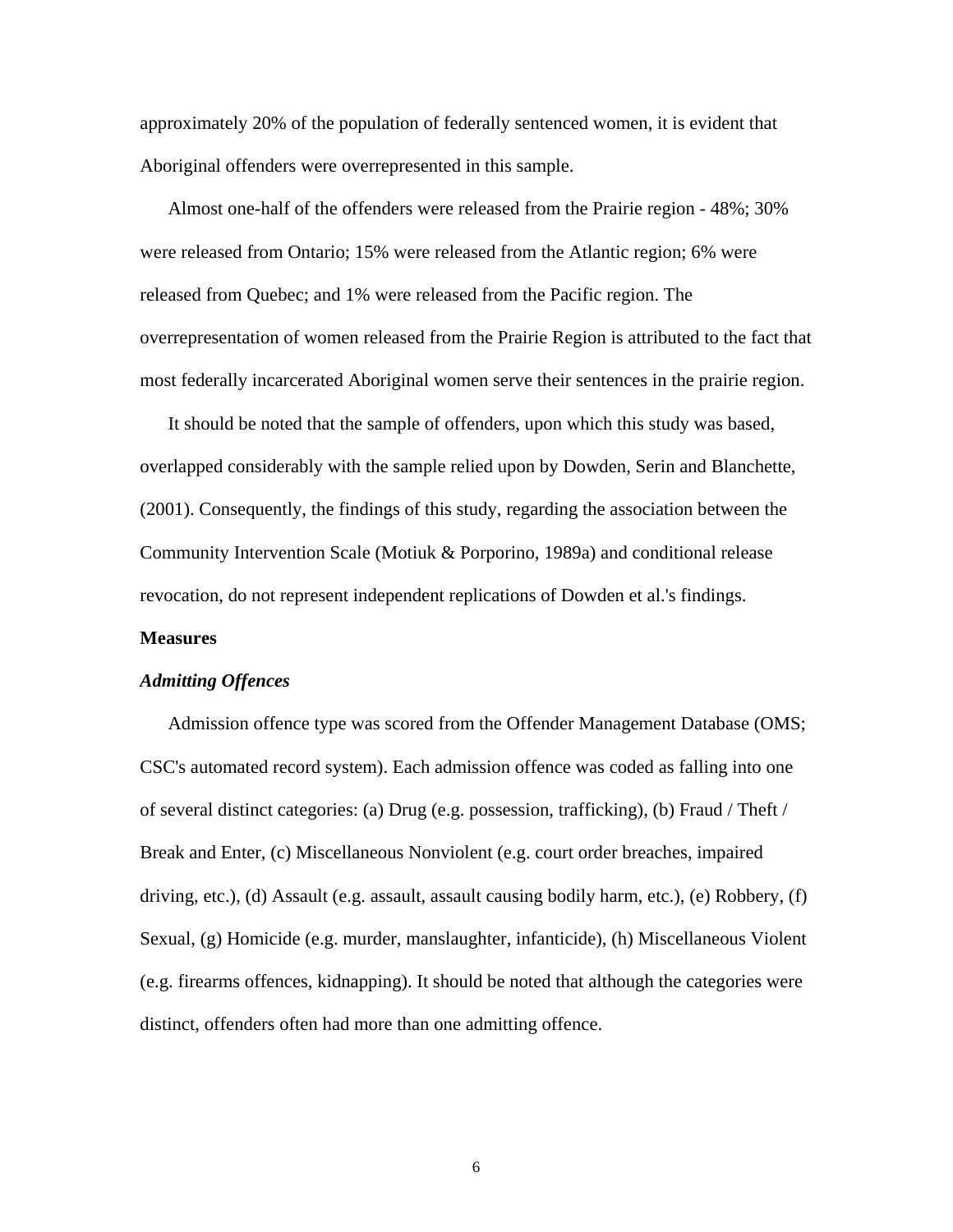approximately 20% of the population of federally sentenced women, it is evident that Aboriginal offenders were overrepresented in this sample.

Almost one-half of the offenders were released from the Prairie region - 48%; 30% were released from Ontario; 15% were released from the Atlantic region; 6% were released from Quebec; and 1% were released from the Pacific region. The overrepresentation of women released from the Prairie Region is attributed to the fact that most federally incarcerated Aboriginal women serve their sentences in the prairie region.

It should be noted that the sample of offenders, upon which this study was based, overlapped considerably with the sample relied upon by Dowden, Serin and Blanchette, (2001). Consequently, the findings of this study, regarding the association between the Community Intervention Scale (Motiuk & Porporino, 1989a) and conditional release revocation, do not represent independent replications of Dowden et al.'s findings.

## Measures

### *Admitting Offences*

Admission offence type was scored from the Offender Management Database (OMS; CSC's automated record system). Each admission offence was coded as falling into one of several distinct categories: (a) Drug (e.g. possession, trafficking), (b) Fraud / Theft / Break and Enter, (c) Miscellaneous Nonviolent (e.g. court order breaches, impaired driving, etc.), (d) Assault (e.g. assault, assault causing bodily harm, etc.), (e) Robbery, (f) Sexual, (g) Homicide (e.g. murder, manslaughter, infanticide), (h) Miscellaneous Violent (e.g. firearms offences, kidnapping). It should be noted that although the categories were distinct, offenders often had more than one admitting offence.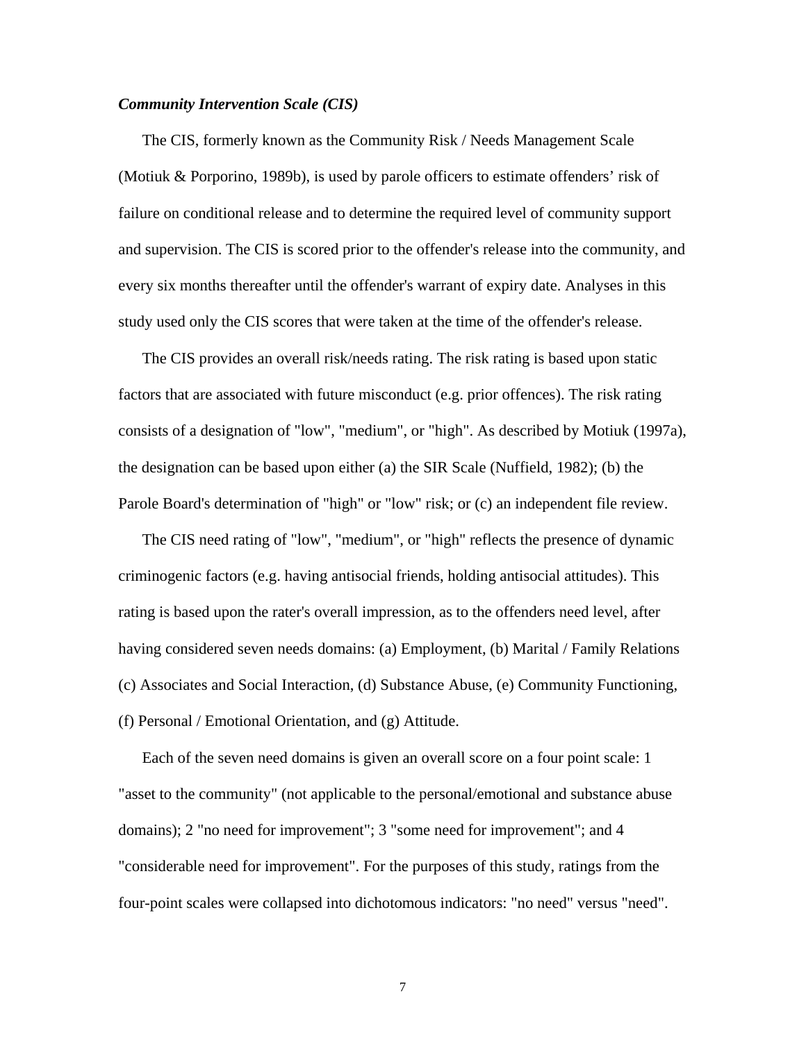***Community Intervention Scale (CIS)***

The CIS, formerly known as the Community Risk / Needs Management Scale (Motiuk & Porporino, 1989b), is used by parole officers to estimate offenders' risk of failure on conditional release and to determine the required level of community support and supervision. The CIS is scored prior to the offender's release into the community, and every six months thereafter until the offender's warrant of expiry date. Analyses in this study used only the CIS scores that were taken at the time of the offender's release.

The CIS provides an overall risk/needs rating. The risk rating is based upon static factors that are associated with future misconduct (e.g. prior offences). The risk rating consists of a designation of "low", "medium", or "high". As described by Motiuk (1997a), the designation can be based upon either (a) the SIR Scale (Nuffield, 1982); (b) the Parole Board's determination of "high" or "low" risk; or (c) an independent file review.

The CIS need rating of "low", "medium", or "high" reflects the presence of dynamic criminogenic factors (e.g. having antisocial friends, holding antisocial attitudes). This rating is based upon the rater's overall impression, as to the offenders need level, after having considered seven needs domains: (a) Employment, (b) Marital / Family Relations (c) Associates and Social Interaction, (d) Substance Abuse, (e) Community Functioning, (f) Personal / Emotional Orientation, and (g) Attitude.

Each of the seven need domains is given an overall score on a four point scale: 1 "asset to the community" (not applicable to the personal/emotional and substance abuse domains); 2 "no need for improvement"; 3 "some need for improvement"; and 4 "considerable need for improvement". For the purposes of this study, ratings from the four-point scales were collapsed into dichotomous indicators: "no need" versus "need".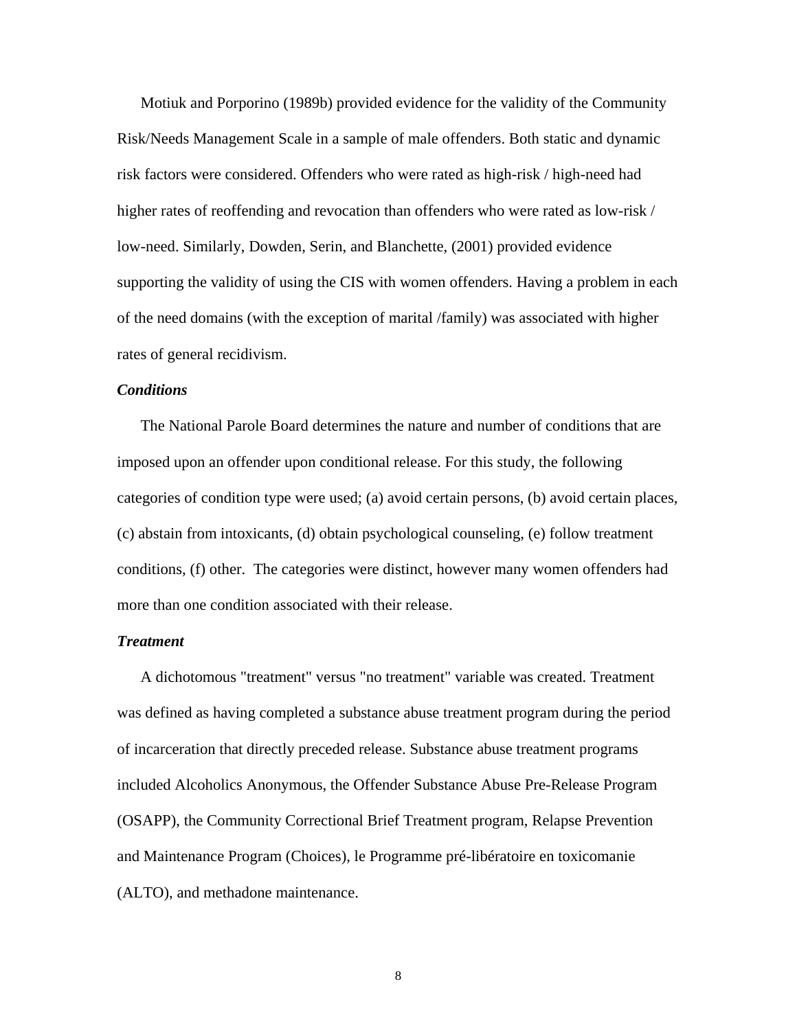Motiuk and Porporino (1989b) provided evidence for the validity of the Community Risk/Needs Management Scale in a sample of male offenders. Both static and dynamic risk factors were considered. Offenders who were rated as high-risk / high-need had higher rates of reoffending and revocation than offenders who were rated as low-risk / low-need. Similarly, Dowden, Serin, and Blanchette, (2001) provided evidence supporting the validity of using the CIS with women offenders. Having a problem in each of the need domains (with the exception of marital /family) was associated with higher rates of general recidivism.

***Conditions***

The National Parole Board determines the nature and number of conditions that are imposed upon an offender upon conditional release. For this study, the following categories of condition type were used; (a) avoid certain persons, (b) avoid certain places, (c) abstain from intoxicants, (d) obtain psychological counseling, (e) follow treatment conditions, (f) other. The categories were distinct, however many women offenders had more than one condition associated with their release.

***Treatment***

A dichotomous "treatment" versus "no treatment" variable was created. Treatment was defined as having completed a substance abuse treatment program during the period of incarceration that directly preceded release. Substance abuse treatment programs included Alcoholics Anonymous, the Offender Substance Abuse Pre-Release Program (OSAPP), the Community Correctional Brief Treatment program, Relapse Prevention and Maintenance Program (Choices), le Programme pré-libératoire en toxicomanie (ALTO), and methadone maintenance.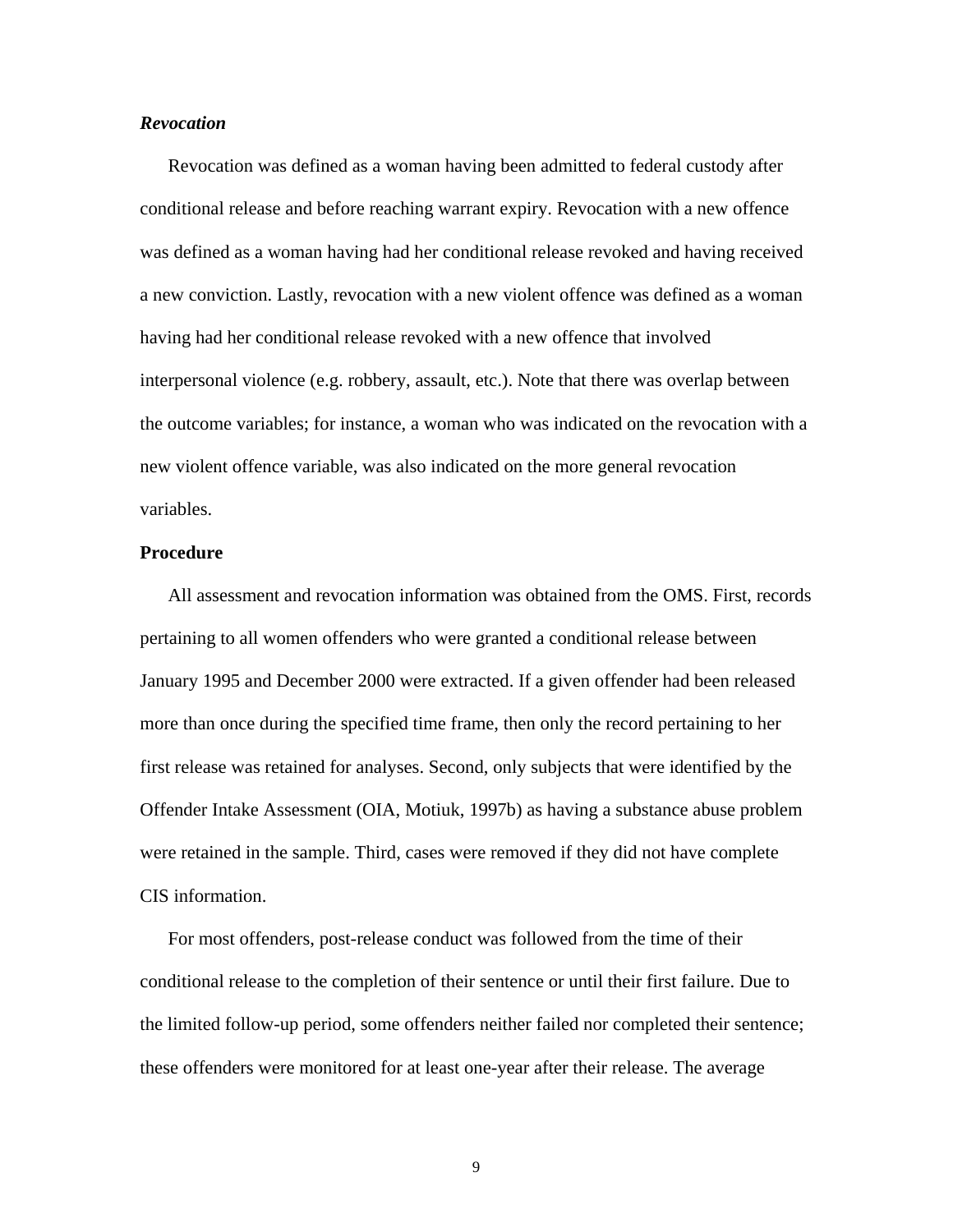### *Revocation*

Revocation was defined as a woman having been admitted to federal custody after conditional release and before reaching warrant expiry. Revocation with a new offence was defined as a woman having had her conditional release revoked and having received a new conviction. Lastly, revocation with a new violent offence was defined as a woman having had her conditional release revoked with a new offence that involved interpersonal violence (e.g. robbery, assault, etc.). Note that there was overlap between the outcome variables; for instance, a woman who was indicated on the revocation with a new violent offence variable, was also indicated on the more general revocation variables.

## Procedure

All assessment and revocation information was obtained from the OMS. First, records pertaining to all women offenders who were granted a conditional release between January 1995 and December 2000 were extracted. If a given offender had been released more than once during the specified time frame, then only the record pertaining to her first release was retained for analyses. Second, only subjects that were identified by the Offender Intake Assessment (OIA, Motiuk, 1997b) as having a substance abuse problem were retained in the sample. Third, cases were removed if they did not have complete CIS information.

For most offenders, post-release conduct was followed from the time of their conditional release to the completion of their sentence or until their first failure. Due to the limited follow-up period, some offenders neither failed nor completed their sentence; these offenders were monitored for at least one-year after their release. The average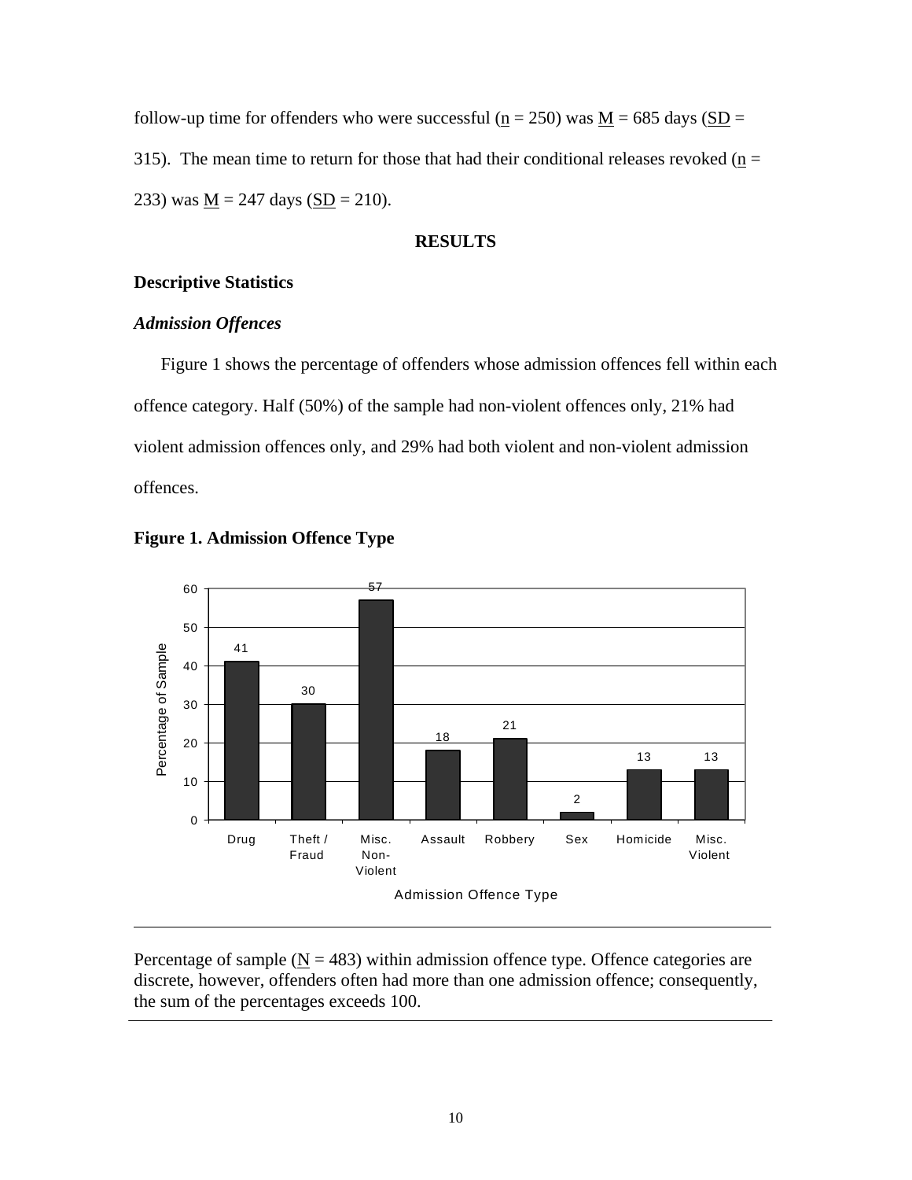follow-up time for offenders who were successful ($n$ = 250) was $M$ = 685 days ($SD$ = 315). The mean time to return for those that had their conditional releases revoked ($n$ = 233) was $M$ = 247 days ($SD$ = 210).

## RESULTS

### Descriptive Statistics

#### *Admission Offences*

Figure 1 shows the percentage of offenders whose admission offences fell within each offence category. Half (50%) of the sample had non-violent offences only, 21% had violent admission offences only, and 29% had both violent and non-violent admission offences.

**Figure 1. Admission Offence Type**

| Admission Offence Type | Percentage of Sample |
|---|---|
| Drug | 41 |
| Theft / Fraud | 30 |
| Misc. Non-Violent | 57 |
| Assault | 18 |
| Robbery | 21 |
| Sex | 2 |
| Homicide | 13 |
| Misc. Violent | 13 |

Percentage of sample ($N$ = 483) within admission offence type. Offence categories are discrete, however, offenders often had more than one admission offence; consequently, the sum of the percentages exceeds 100.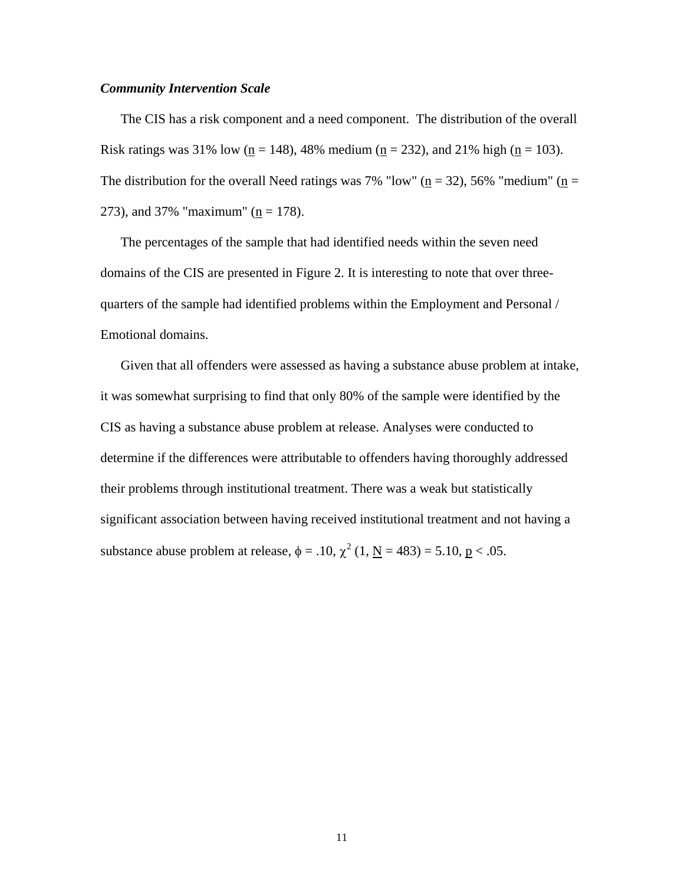### *Community Intervention Scale*

The CIS has a risk component and a need component. The distribution of the overall Risk ratings was 31% low ($n$ = 148), 48% medium ($n$ = 232), and 21% high ($n$ = 103). The distribution for the overall Need ratings was 7% "low" ($n$ = 32), 56% "medium" ($n$ = 273), and 37% "maximum" ($n$ = 178).

The percentages of the sample that had identified needs within the seven need domains of the CIS are presented in Figure 2. It is interesting to note that over three-quarters of the sample had identified problems within the Employment and Personal / Emotional domains.

Given that all offenders were assessed as having a substance abuse problem at intake, it was somewhat surprising to find that only 80% of the sample were identified by the CIS as having a substance abuse problem at release. Analyses were conducted to determine if the differences were attributable to offenders having thoroughly addressed their problems through institutional treatment. There was a weak but statistically significant association between having received institutional treatment and not having a substance abuse problem at release, $\phi = .10$, $\chi^2$ (1, $N$ = 483) = 5.10, $p < .05$.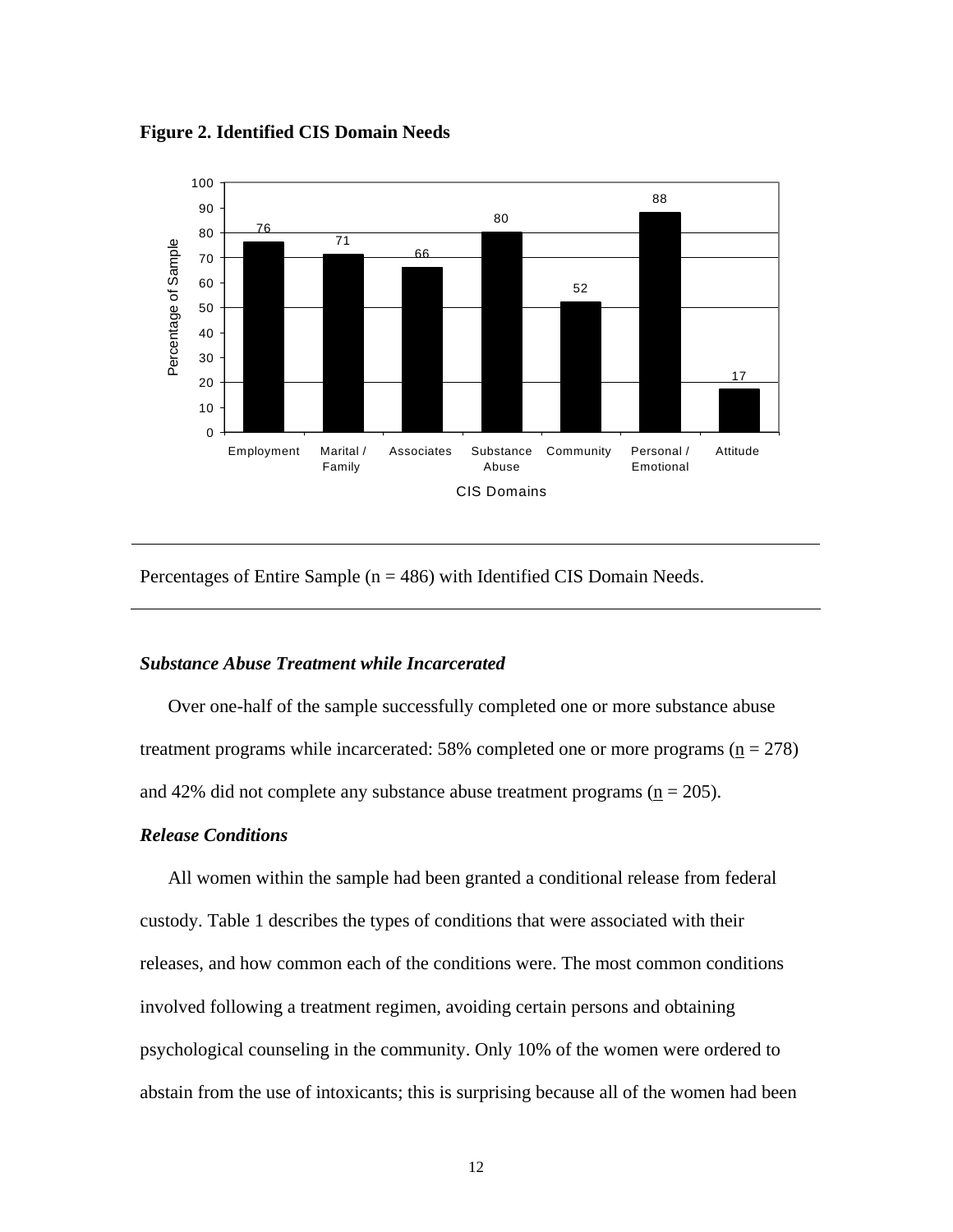**Figure 2. Identified CIS Domain Needs**

Percentages of Entire Sample (n = 486) with Identified CIS Domain Needs.

### *Substance Abuse Treatment while Incarcerated*

Over one-half of the sample successfully completed one or more substance abuse treatment programs while incarcerated: 58% completed one or more programs (n = 278) and 42% did not complete any substance abuse treatment programs (n = 205).

### *Release Conditions*

All women within the sample had been granted a conditional release from federal custody. Table 1 describes the types of conditions that were associated with their releases, and how common each of the conditions were. The most common conditions involved following a treatment regimen, avoiding certain persons and obtaining psychological counseling in the community. Only 10% of the women were ordered to abstain from the use of intoxicants; this is surprising because all of the women had been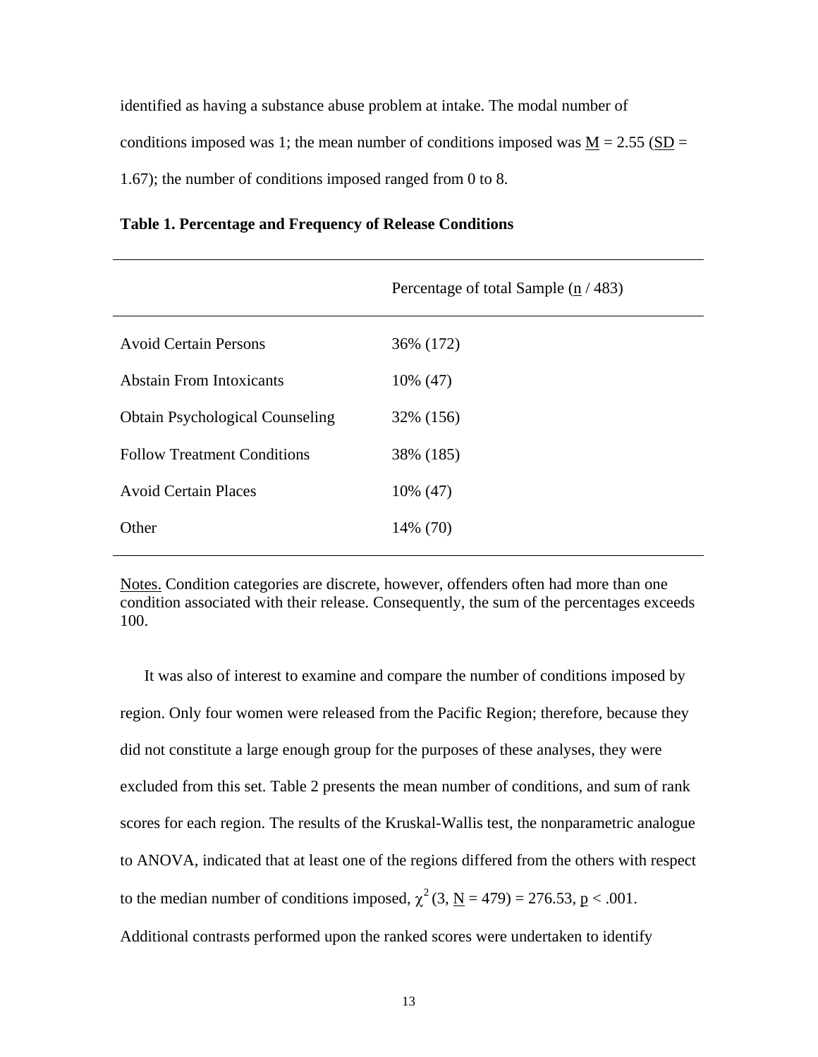identified as having a substance abuse problem at intake. The modal number of conditions imposed was 1; the mean number of conditions imposed was M = 2.55 (SD = 1.67); the number of conditions imposed ranged from 0 to 8.

**Table 1. Percentage and Frequency of Release Conditions**

| | Percentage of total Sample (n / 483) |
|---|---|
| Avoid Certain Persons | 36% (172) |
| Abstain From Intoxicants | 10% (47) |
| Obtain Psychological Counseling | 32% (156) |
| Follow Treatment Conditions | 38% (185) |
| Avoid Certain Places | 10% (47) |
| Other | 14% (70) |

Notes. Condition categories are discrete, however, offenders often had more than one condition associated with their release. Consequently, the sum of the percentages exceeds 100.

It was also of interest to examine and compare the number of conditions imposed by region. Only four women were released from the Pacific Region; therefore, because they did not constitute a large enough group for the purposes of these analyses, they were excluded from this set. Table 2 presents the mean number of conditions, and sum of rank scores for each region. The results of the Kruskal-Wallis test, the nonparametric analogue to ANOVA, indicated that at least one of the regions differed from the others with respect to the median number of conditions imposed, $\chi^2(3, N = 479) = 276.53$, $p < .001$. Additional contrasts performed upon the ranked scores were undertaken to identify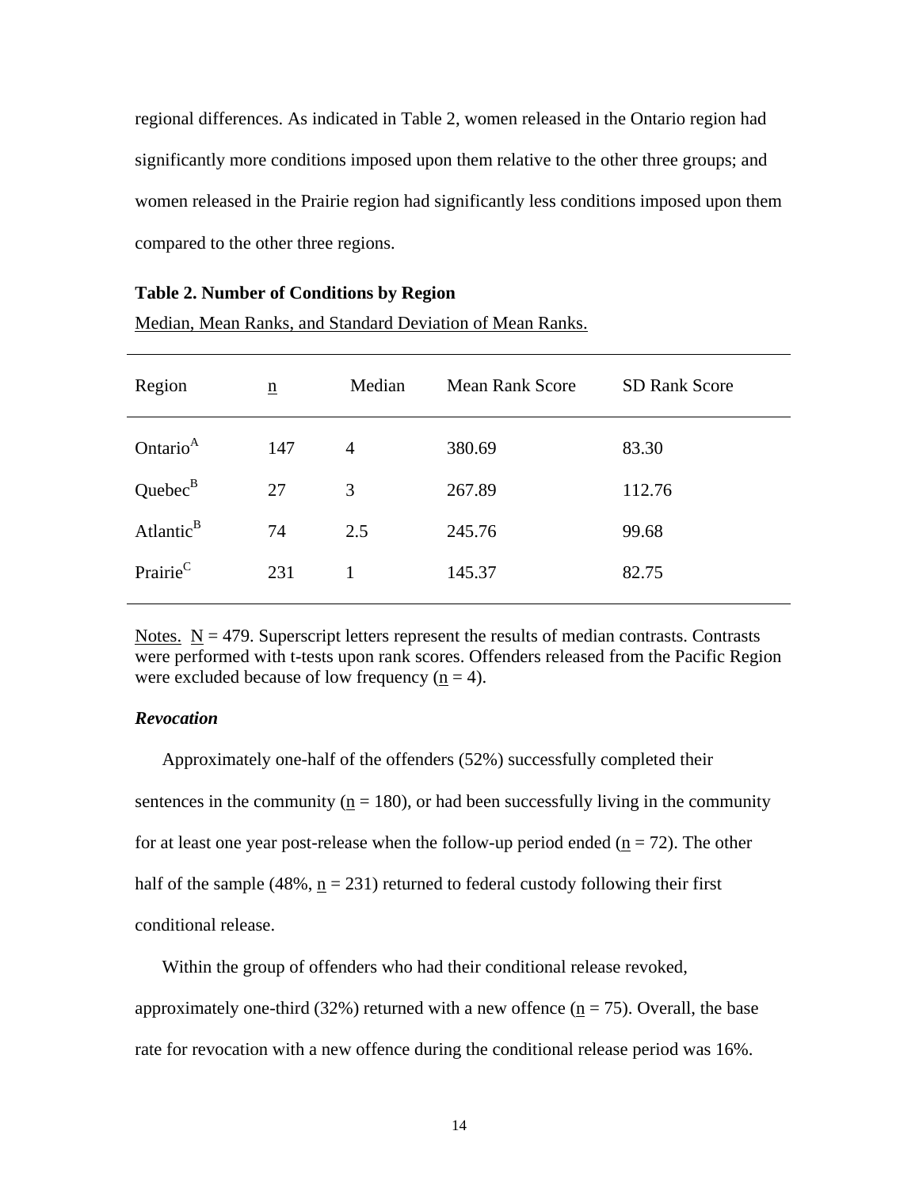regional differences. As indicated in Table 2, women released in the Ontario region had significantly more conditions imposed upon them relative to the other three groups; and women released in the Prairie region had significantly less conditions imposed upon them compared to the other three regions.

**Table 2. Number of Conditions by Region**

Median, Mean Ranks, and Standard Deviation of Mean Ranks.

| Region | n | Median | Mean Rank Score | SD Rank Score |
|---|---|---|---|---|
| Ontario[A] | 147 | 4 | 380.69 | 83.30 |
| Quebec[B] | 27 | 3 | 267.89 | 112.76 |
| Atlantic[B] | 74 | 2.5 | 245.76 | 99.68 |
| Prairie[C] | 231 | 1 | 145.37 | 82.75 |

Notes. N = 479. Superscript letters represent the results of median contrasts. Contrasts were performed with t-tests upon rank scores. Offenders released from the Pacific Region were excluded because of low frequency (n = 4).

### *Revocation*

Approximately one-half of the offenders (52%) successfully completed their sentences in the community (n = 180), or had been successfully living in the community for at least one year post-release when the follow-up period ended (n = 72). The other half of the sample (48%, n = 231) returned to federal custody following their first conditional release.

Within the group of offenders who had their conditional release revoked, approximately one-third (32%) returned with a new offence (n = 75). Overall, the base rate for revocation with a new offence during the conditional release period was 16%.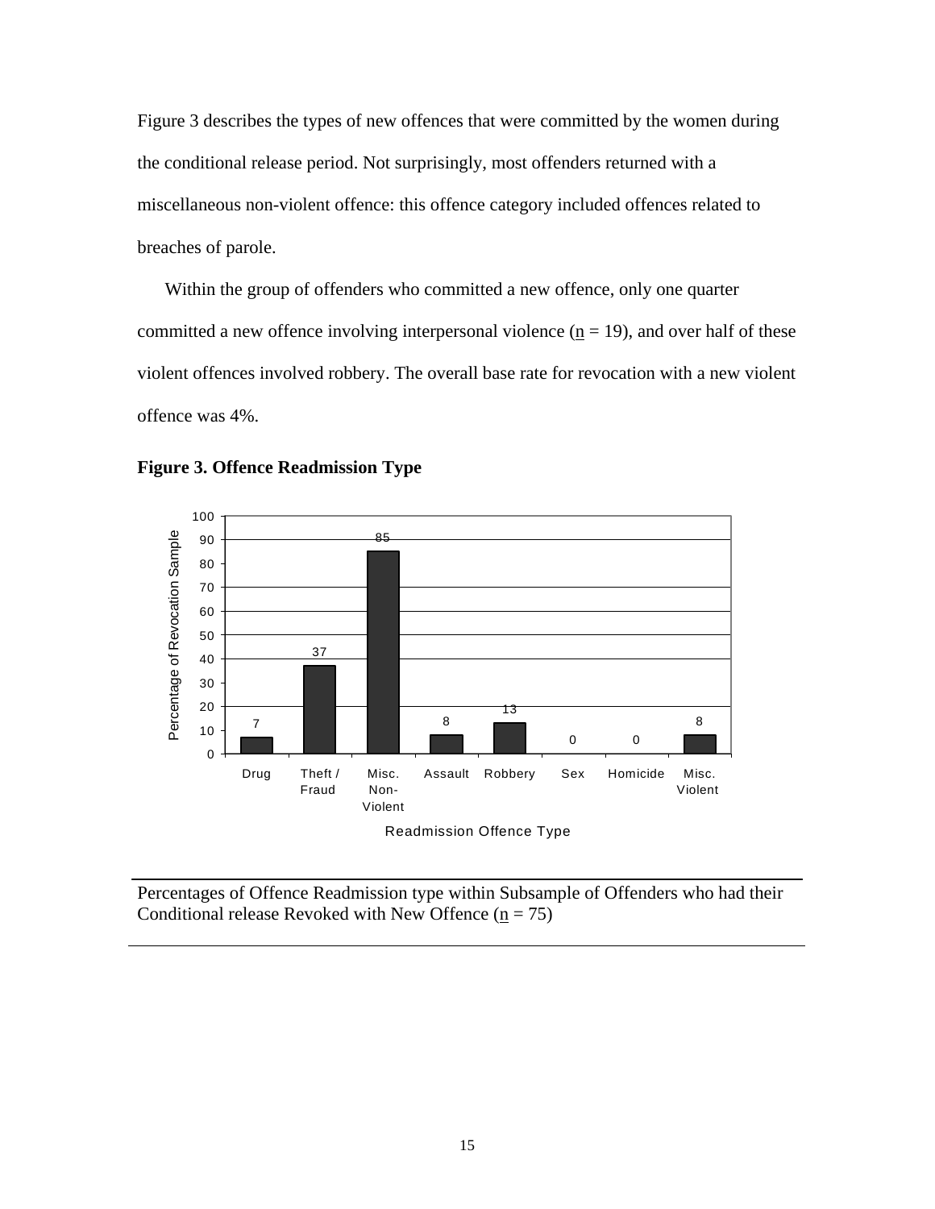Figure 3 describes the types of new offences that were committed by the women during the conditional release period. Not surprisingly, most offenders returned with a miscellaneous non-violent offence: this offence category included offences related to breaches of parole.

Within the group of offenders who committed a new offence, only one quarter committed a new offence involving interpersonal violence (n = 19), and over half of these violent offences involved robbery. The overall base rate for revocation with a new violent offence was 4%.

**Figure 3. Offence Readmission Type**

| Readmission Offence Type | Percentage of Revocation Sample |
|---|---|
| Drug | 7 |
| Theft / Fraud | 37 |
| Misc. Non-Violent | 85 |
| Assault | 8 |
| Robbery | 13 |
| Sex | 0 |
| Homicide | 0 |
| Misc. Violent | 8 |

Percentages of Offence Readmission type within Subsample of Offenders who had their Conditional release Revoked with New Offence (n = 75)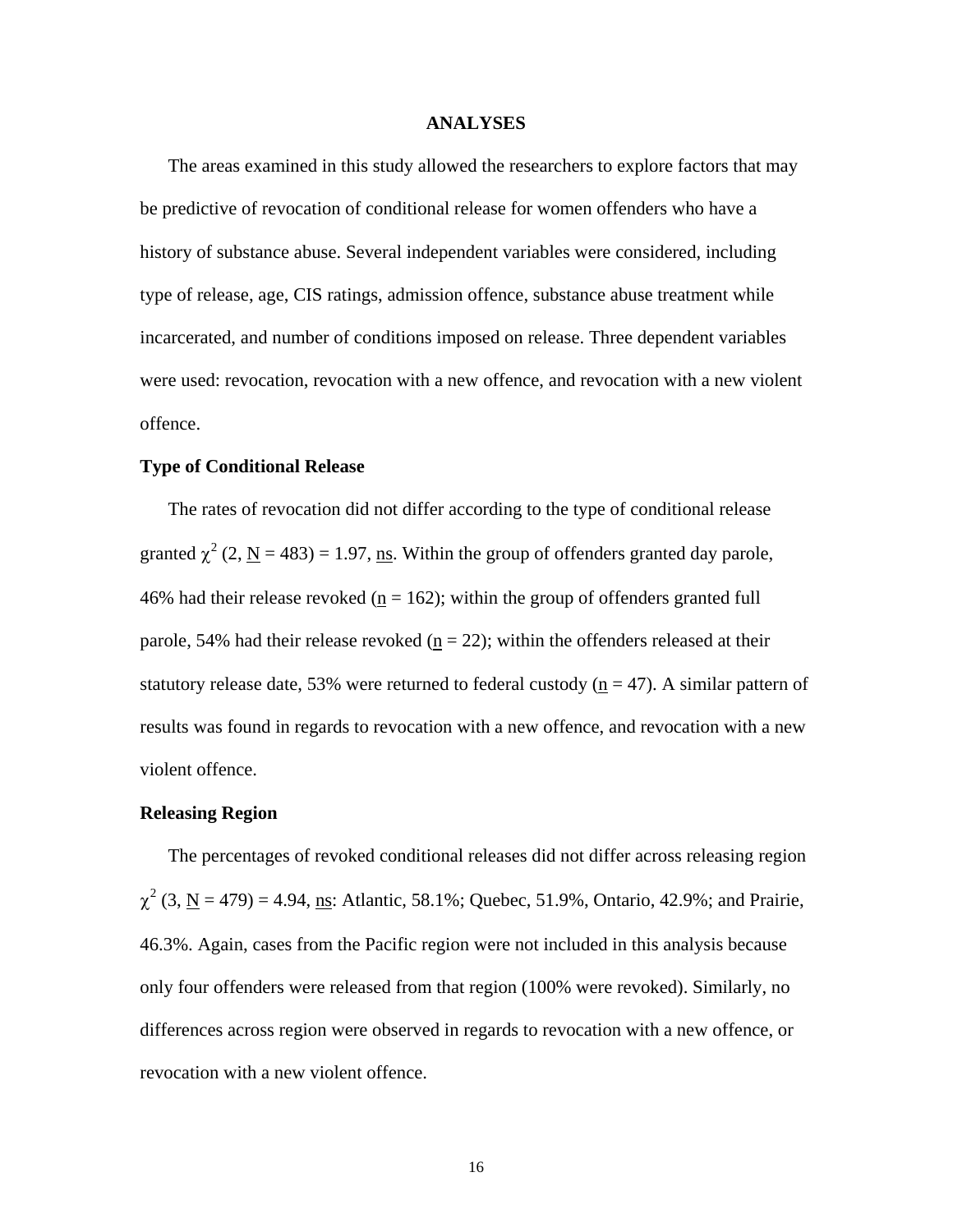# ANALYSES

The areas examined in this study allowed the researchers to explore factors that may be predictive of revocation of conditional release for women offenders who have a history of substance abuse. Several independent variables were considered, including type of release, age, CIS ratings, admission offence, substance abuse treatment while incarcerated, and number of conditions imposed on release. Three dependent variables were used: revocation, revocation with a new offence, and revocation with a new violent offence.

## Type of Conditional Release

The rates of revocation did not differ according to the type of conditional release granted $\chi^2$ (2, N = 483) = 1.97, ns. Within the group of offenders granted day parole, 46% had their release revoked (n = 162); within the group of offenders granted full parole, 54% had their release revoked (n = 22); within the offenders released at their statutory release date, 53% were returned to federal custody (n = 47). A similar pattern of results was found in regards to revocation with a new offence, and revocation with a new violent offence.

## Releasing Region

The percentages of revoked conditional releases did not differ across releasing region $\chi^2$ (3, N = 479) = 4.94, ns: Atlantic, 58.1%; Quebec, 51.9%, Ontario, 42.9%; and Prairie, 46.3%. Again, cases from the Pacific region were not included in this analysis because only four offenders were released from that region (100% were revoked). Similarly, no differences across region were observed in regards to revocation with a new offence, or revocation with a new violent offence.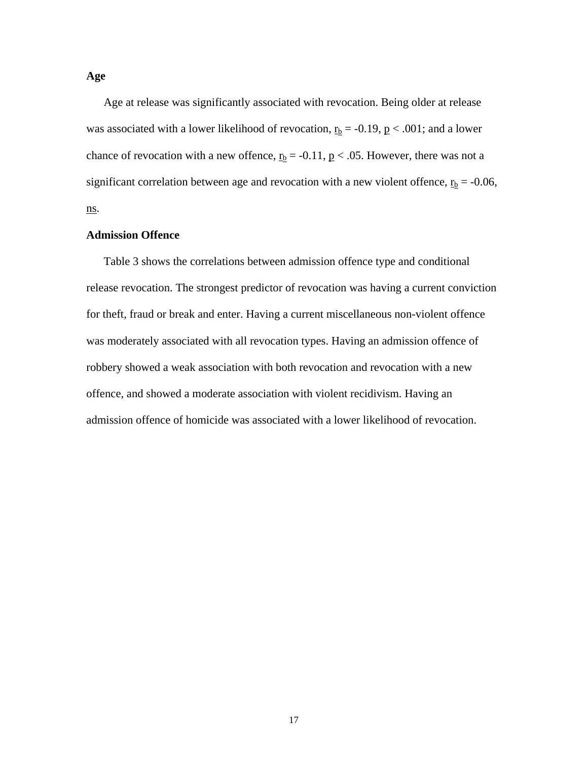**Age**

Age at release was significantly associated with revocation. Being older at release was associated with a lower likelihood of revocation, $r_b = -0.19$, $p < .001$; and a lower chance of revocation with a new offence, $r_b = -0.11$, $p < .05$. However, there was not a significant correlation between age and revocation with a new violent offence, $r_b = -0.06$, ns.

**Admission Offence**

Table 3 shows the correlations between admission offence type and conditional release revocation. The strongest predictor of revocation was having a current conviction for theft, fraud or break and enter. Having a current miscellaneous non-violent offence was moderately associated with all revocation types. Having an admission offence of robbery showed a weak association with both revocation and revocation with a new offence, and showed a moderate association with violent recidivism. Having an admission offence of homicide was associated with a lower likelihood of revocation.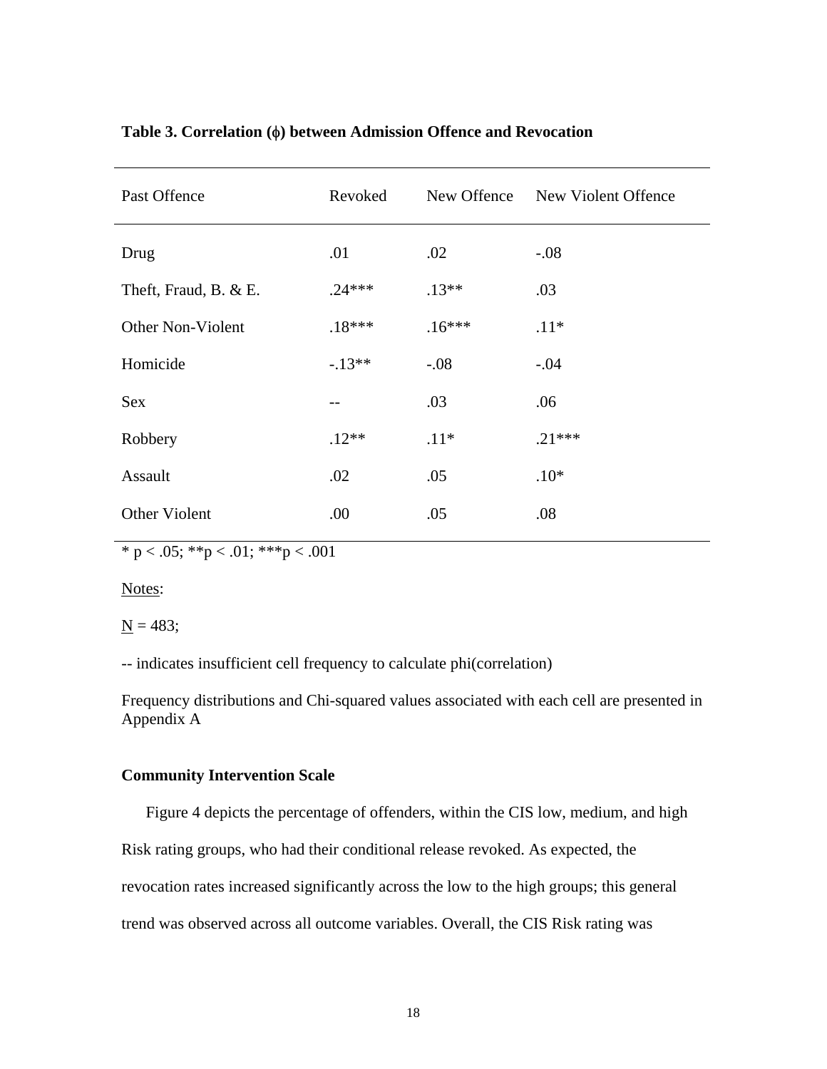**Table 3. Correlation (ϕ) between Admission Offence and Revocation**

| Past Offence | Revoked | New Offence | New Violent Offence |
|---|---|---|---|
| Drug | .01 | .02 | -.08 |
| Theft, Fraud, B. & E. | .24*** | .13** | .03 |
| Other Non-Violent | .18*** | .16*** | .11* |
| Homicide | -.13** | -.08 | -.04 |
| Sex | -- | .03 | .06 |
| Robbery | .12** | .11* | .21*** |
| Assault | .02 | .05 | .10* |
| Other Violent | .00 | .05 | .08 |

* p < .05; **p < .01; ***p < .001

Notes:

N = 483;

-- indicates insufficient cell frequency to calculate phi(correlation)

Frequency distributions and Chi-squared values associated with each cell are presented in Appendix A

**Community Intervention Scale**

Figure 4 depicts the percentage of offenders, within the CIS low, medium, and high Risk rating groups, who had their conditional release revoked. As expected, the revocation rates increased significantly across the low to the high groups; this general trend was observed across all outcome variables. Overall, the CIS Risk rating was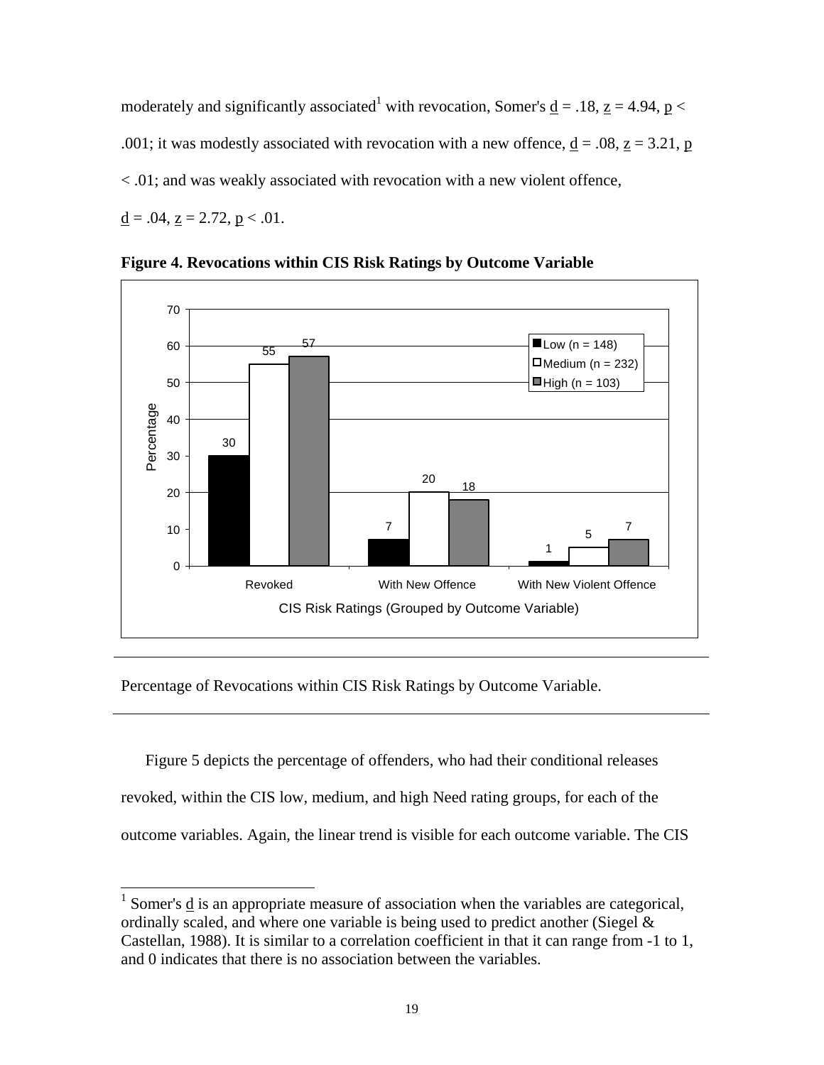moderately and significantly associated[1] with revocation, Somer's d = .18, z = 4.94, p < .001; it was modestly associated with revocation with a new offence, d = .08, z = 3.21, p < .01; and was weakly associated with revocation with a new violent offence, d = .04, z = 2.72, p < .01.

**Figure 4. Revocations within CIS Risk Ratings by Outcome Variable**

| CIS Risk Ratings (Grouped by Outcome Variable) | Low (n = 148) | Medium (n = 232) | High (n = 103) |
|---|---|---|---|
| Revoked | 30 | 55 | 57 |
| With New Offence | 7 | 20 | 18 |
| With New Violent Offence | 1 | 5 | 7 |

Percentage of Revocations within CIS Risk Ratings by Outcome Variable.

Figure 5 depicts the percentage of offenders, who had their conditional releases revoked, within the CIS low, medium, and high Need rating groups, for each of the outcome variables. Again, the linear trend is visible for each outcome variable. The CIS

[1] Somer's d is an appropriate measure of association when the variables are categorical, ordinally scaled, and where one variable is being used to predict another (Siegel & Castellan, 1988). It is similar to a correlation coefficient in that it can range from -1 to 1, and 0 indicates that there is no association between the variables.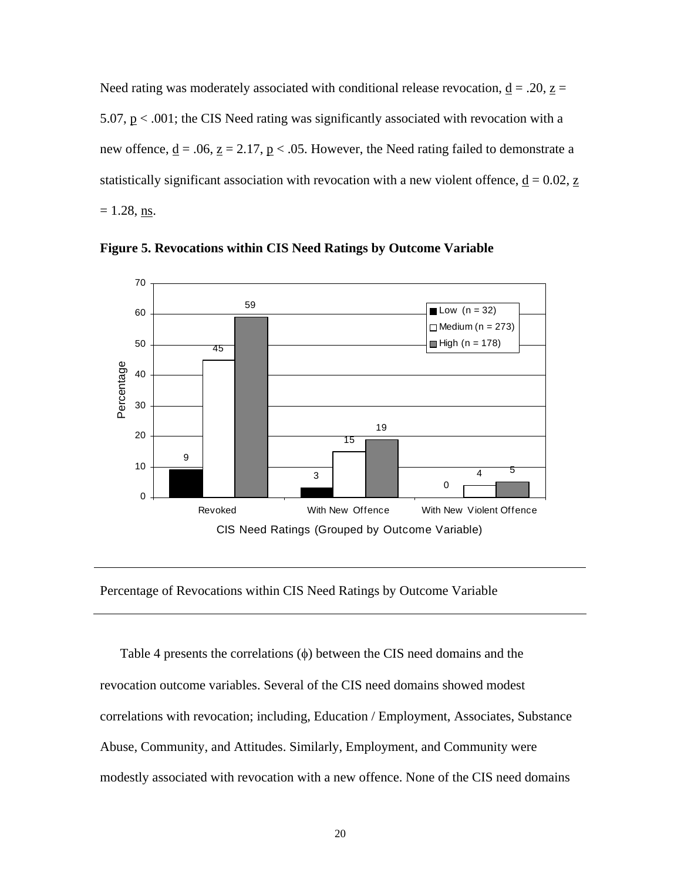Need rating was moderately associated with conditional release revocation, $d = .20$, $z = 5.07$, $p < .001$; the CIS Need rating was significantly associated with revocation with a new offence, $d = .06$, $z = 2.17$, $p < .05$. However, the Need rating failed to demonstrate a statistically significant association with revocation with a new violent offence, $d = 0.02$, $z = 1.28$, ns.

**Figure 5. Revocations within CIS Need Ratings by Outcome Variable**

| CIS Need Ratings (Grouped by Outcome Variable) | Low (n = 32) | Medium (n = 273) | High (n = 178) |
|---|---|---|---|
| Revoked | 9 | 45 | 59 |
| With New Offence | 3 | 15 | 19 |
| With New Violent Offence | 0 | 4 | 5 |

Percentage of Revocations within CIS Need Ratings by Outcome Variable

Table 4 presents the correlations ($\phi$) between the CIS need domains and the revocation outcome variables. Several of the CIS need domains showed modest correlations with revocation; including, Education / Employment, Associates, Substance Abuse, Community, and Attitudes. Similarly, Employment, and Community were modestly associated with revocation with a new offence. None of the CIS need domains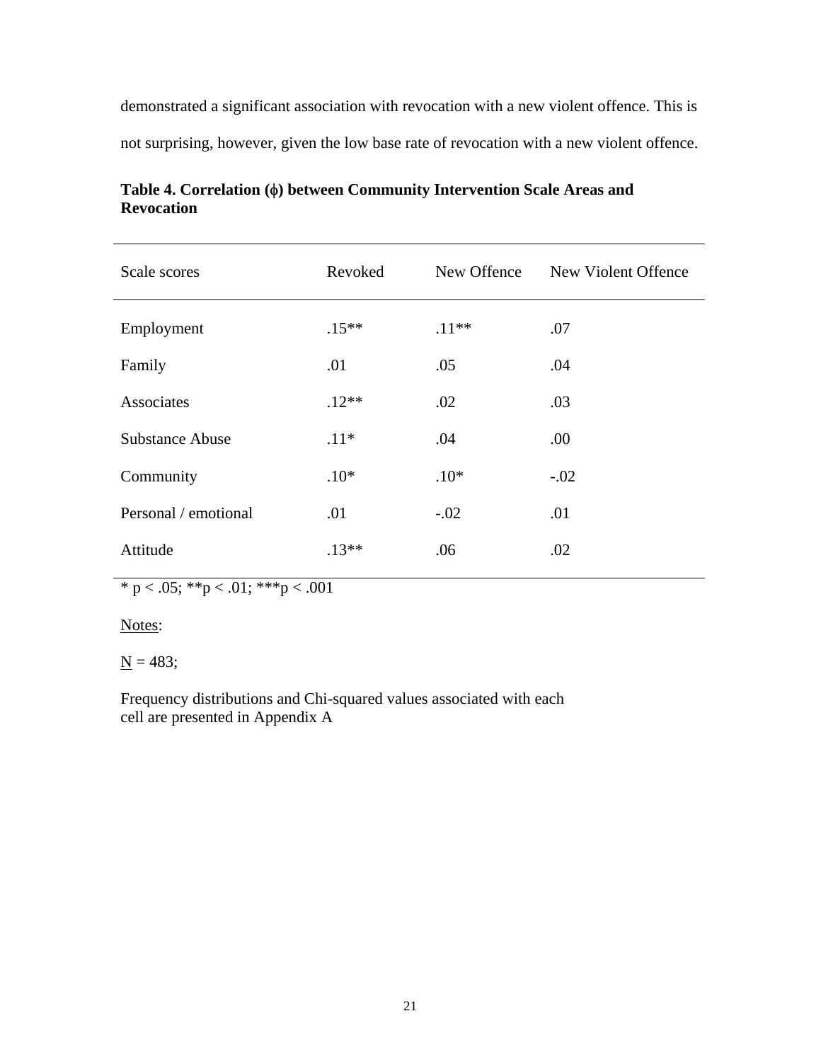demonstrated a significant association with revocation with a new violent offence. This is not surprising, however, given the low base rate of revocation with a new violent offence.

**Table 4. Correlation (ϕ) between Community Intervention Scale Areas and Revocation**

| Scale scores | Revoked | New Offence | New Violent Offence |
|---|---|---|---|
| Employment | .15** | .11** | .07 |
| Family | .01 | .05 | .04 |
| Associates | .12** | .02 | .03 |
| Substance Abuse | .11* | .04 | .00 |
| Community | .10* | .10* | -.02 |
| Personal / emotional | .01 | -.02 | .01 |
| Attitude | .13** | .06 | .02 |

* $p < .05$; ** $p < .01$; *** $p < .001$

Notes:

N = 483;

Frequency distributions and Chi-squared values associated with each cell are presented in Appendix A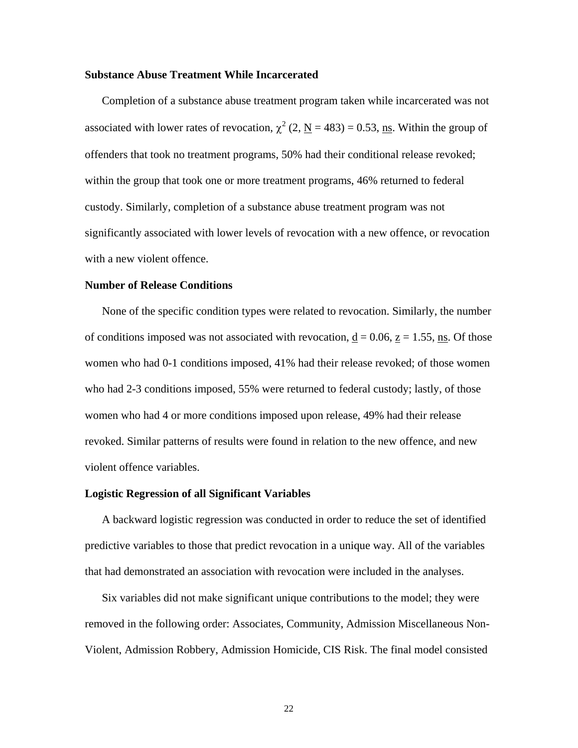**Substance Abuse Treatment While Incarcerated**

Completion of a substance abuse treatment program taken while incarcerated was not associated with lower rates of revocation, $\chi^2$ (2, $\underline{N}$ = 483) = 0.53, ns. Within the group of offenders that took no treatment programs, 50% had their conditional release revoked; within the group that took one or more treatment programs, 46% returned to federal custody. Similarly, completion of a substance abuse treatment program was not significantly associated with lower levels of revocation with a new offence, or revocation with a new violent offence.

**Number of Release Conditions**

None of the specific condition types were related to revocation. Similarly, the number of conditions imposed was not associated with revocation, $\underline{d}$ = 0.06, $\underline{z}$ = 1.55, ns. Of those women who had 0-1 conditions imposed, 41% had their release revoked; of those women who had 2-3 conditions imposed, 55% were returned to federal custody; lastly, of those women who had 4 or more conditions imposed upon release, 49% had their release revoked. Similar patterns of results were found in relation to the new offence, and new violent offence variables.

**Logistic Regression of all Significant Variables**

A backward logistic regression was conducted in order to reduce the set of identified predictive variables to those that predict revocation in a unique way. All of the variables that had demonstrated an association with revocation were included in the analyses.

Six variables did not make significant unique contributions to the model; they were removed in the following order: Associates, Community, Admission Miscellaneous Non-Violent, Admission Robbery, Admission Homicide, CIS Risk. The final model consisted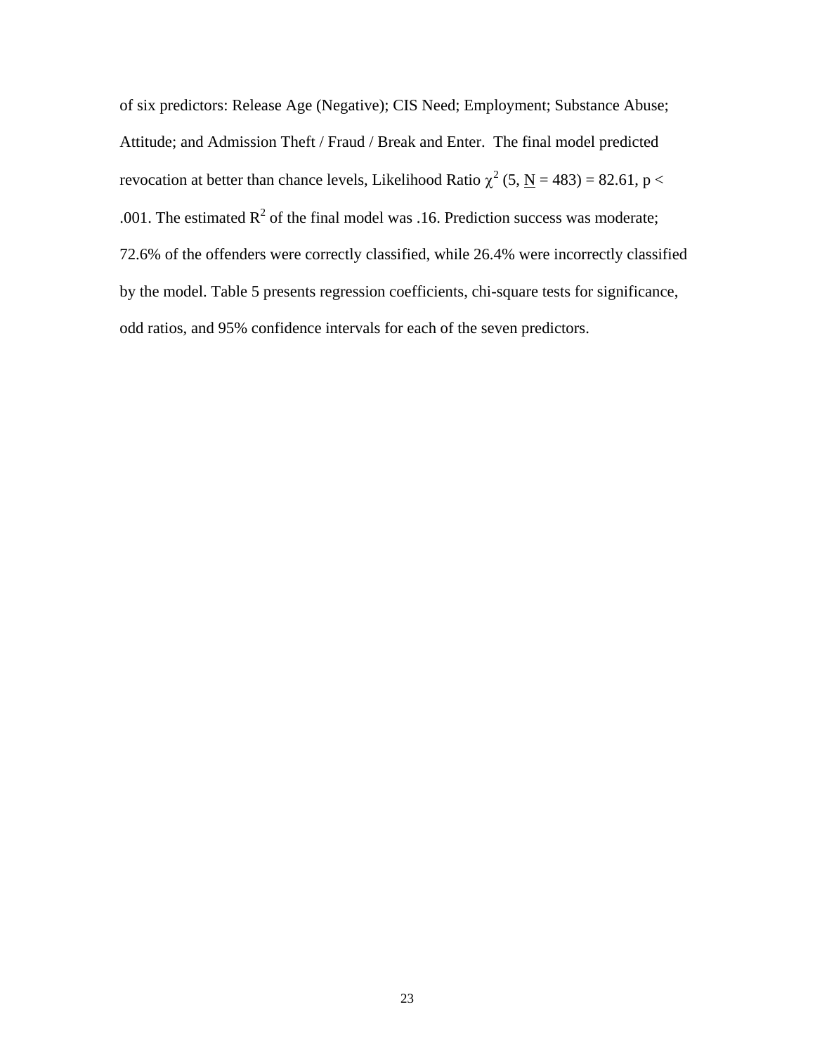of six predictors: Release Age (Negative); CIS Need; Employment; Substance Abuse; Attitude; and Admission Theft / Fraud / Break and Enter. The final model predicted revocation at better than chance levels, Likelihood Ratio $\chi^2$ (5, N = 483) = 82.61, $p < .001$. The estimated $R^2$ of the final model was .16. Prediction success was moderate; 72.6% of the offenders were correctly classified, while 26.4% were incorrectly classified by the model. Table 5 presents regression coefficients, chi-square tests for significance, odd ratios, and 95% confidence intervals for each of the seven predictors.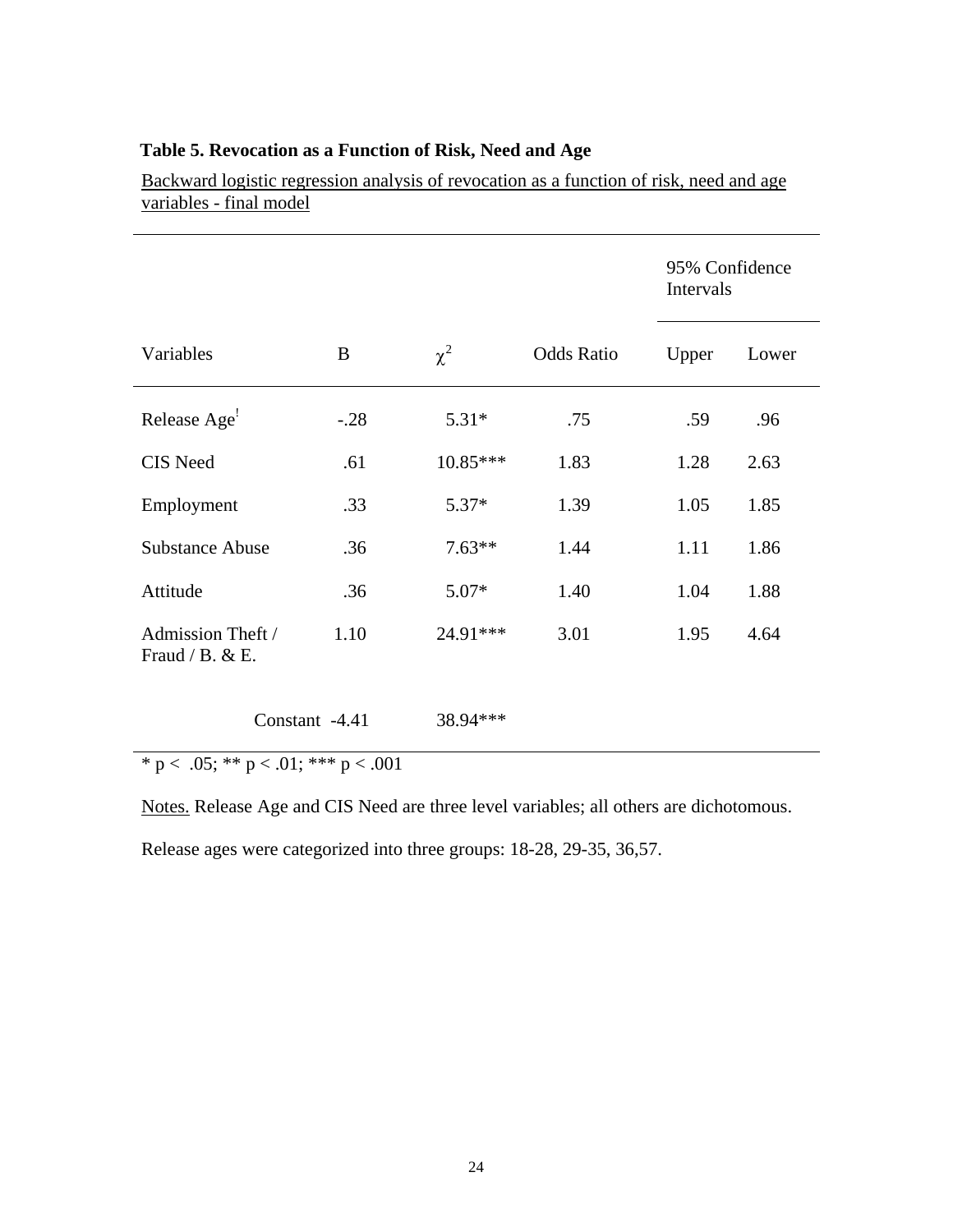**Table 5. Revocation as a Function of Risk, Need and Age**

Backward logistic regression analysis of revocation as a function of risk, need and age variables - final model

| | | | | 95% Confidence Intervals | |
|---|---|---|---|---|---|
| Variables | B | $\chi^2$ | Odds Ratio | Upper | Lower |
| Release Age[!] | -.28 | 5.31* | .75 | .59 | .96 |
| CIS Need | .61 | 10.85*** | 1.83 | 1.28 | 2.63 |
| Employment | .33 | 5.37* | 1.39 | 1.05 | 1.85 |
| Substance Abuse | .36 | 7.63** | 1.44 | 1.11 | 1.86 |
| Attitude | .36 | 5.07* | 1.40 | 1.04 | 1.88 |
| Admission Theft / Fraud / B. & E. | 1.10 | 24.91*** | 3.01 | 1.95 | 4.64 |
| Constant | -4.41 | 38.94*** | | | |

* p < .05; ** p < .01; *** p < .001

Notes. Release Age and CIS Need are three level variables; all others are dichotomous.

Release ages were categorized into three groups: 18-28, 29-35, 36,57.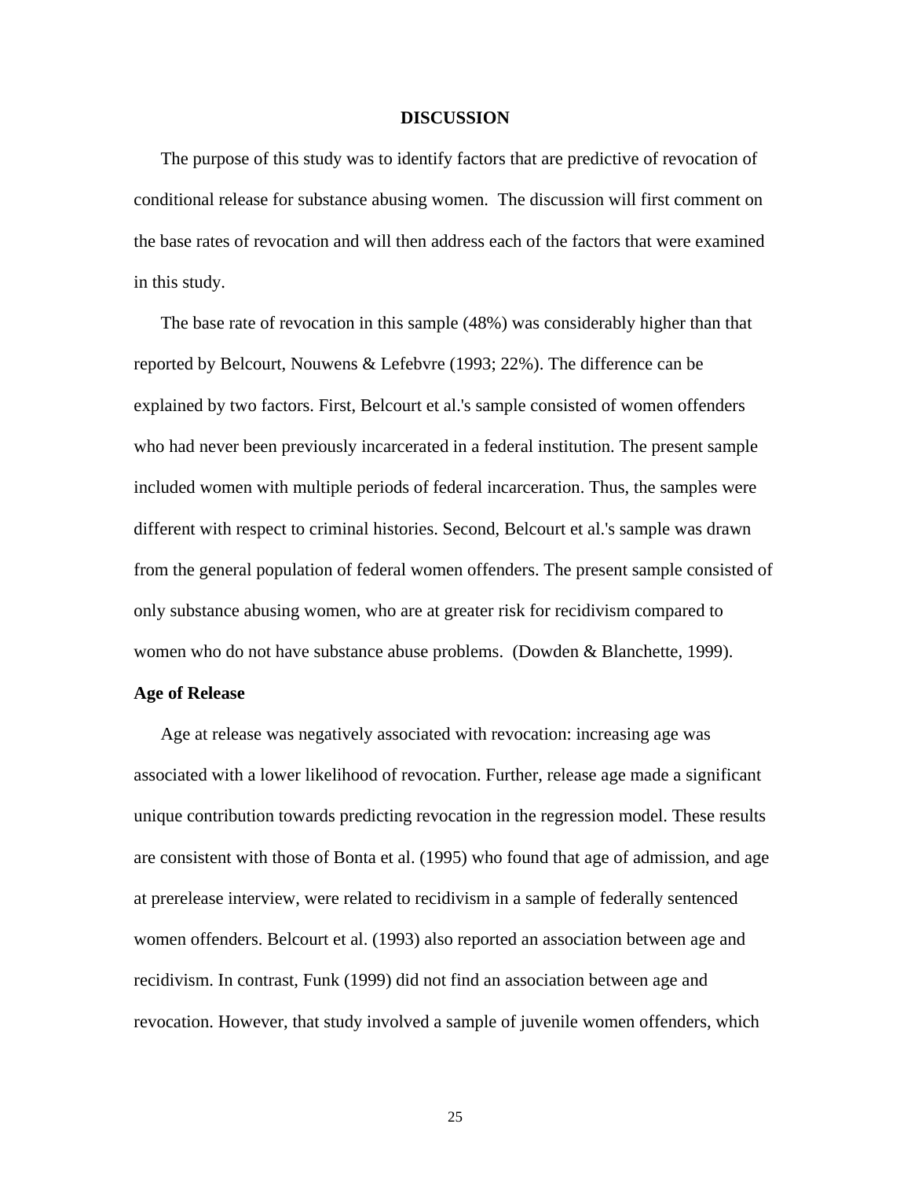## DISCUSSION

The purpose of this study was to identify factors that are predictive of revocation of conditional release for substance abusing women. The discussion will first comment on the base rates of revocation and will then address each of the factors that were examined in this study.

The base rate of revocation in this sample (48%) was considerably higher than that reported by Belcourt, Nouwens & Lefebvre (1993; 22%). The difference can be explained by two factors. First, Belcourt et al.'s sample consisted of women offenders who had never been previously incarcerated in a federal institution. The present sample included women with multiple periods of federal incarceration. Thus, the samples were different with respect to criminal histories. Second, Belcourt et al.'s sample was drawn from the general population of federal women offenders. The present sample consisted of only substance abusing women, who are at greater risk for recidivism compared to women who do not have substance abuse problems. (Dowden & Blanchette, 1999).

### Age of Release

Age at release was negatively associated with revocation: increasing age was associated with a lower likelihood of revocation. Further, release age made a significant unique contribution towards predicting revocation in the regression model. These results are consistent with those of Bonta et al. (1995) who found that age of admission, and age at prerelease interview, were related to recidivism in a sample of federally sentenced women offenders. Belcourt et al. (1993) also reported an association between age and recidivism. In contrast, Funk (1999) did not find an association between age and revocation. However, that study involved a sample of juvenile women offenders, which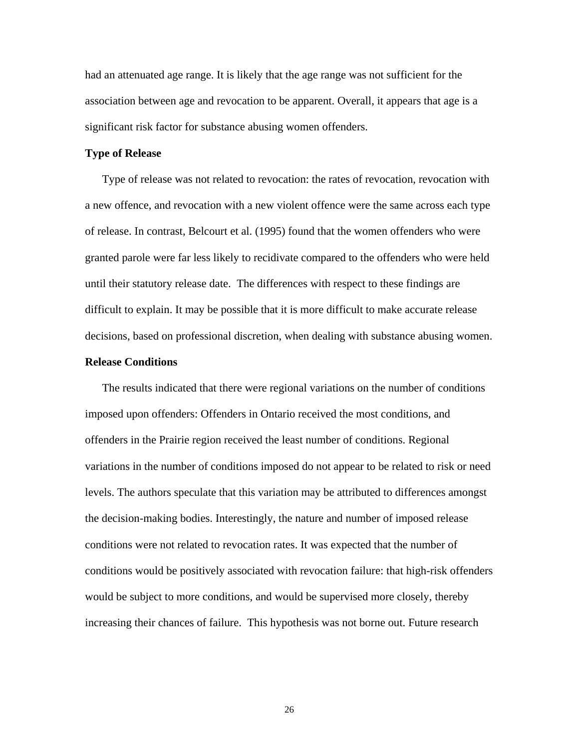had an attenuated age range. It is likely that the age range was not sufficient for the association between age and revocation to be apparent. Overall, it appears that age is a significant risk factor for substance abusing women offenders.

**Type of Release**

Type of release was not related to revocation: the rates of revocation, revocation with a new offence, and revocation with a new violent offence were the same across each type of release. In contrast, Belcourt et al. (1995) found that the women offenders who were granted parole were far less likely to recidivate compared to the offenders who were held until their statutory release date. The differences with respect to these findings are difficult to explain. It may be possible that it is more difficult to make accurate release decisions, based on professional discretion, when dealing with substance abusing women.

**Release Conditions**

The results indicated that there were regional variations on the number of conditions imposed upon offenders: Offenders in Ontario received the most conditions, and offenders in the Prairie region received the least number of conditions. Regional variations in the number of conditions imposed do not appear to be related to risk or need levels. The authors speculate that this variation may be attributed to differences amongst the decision-making bodies. Interestingly, the nature and number of imposed release conditions were not related to revocation rates. It was expected that the number of conditions would be positively associated with revocation failure: that high-risk offenders would be subject to more conditions, and would be supervised more closely, thereby increasing their chances of failure. This hypothesis was not borne out. Future research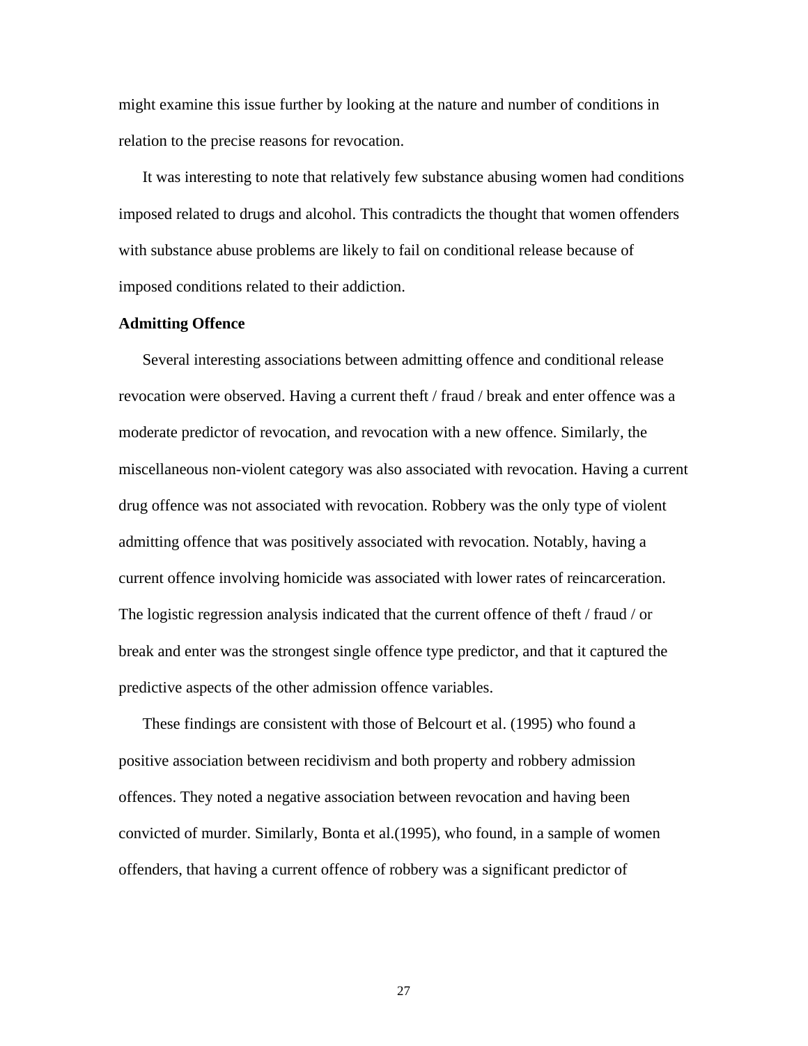might examine this issue further by looking at the nature and number of conditions in relation to the precise reasons for revocation.

It was interesting to note that relatively few substance abusing women had conditions imposed related to drugs and alcohol. This contradicts the thought that women offenders with substance abuse problems are likely to fail on conditional release because of imposed conditions related to their addiction.

**Admitting Offence**

Several interesting associations between admitting offence and conditional release revocation were observed. Having a current theft / fraud / break and enter offence was a moderate predictor of revocation, and revocation with a new offence. Similarly, the miscellaneous non-violent category was also associated with revocation. Having a current drug offence was not associated with revocation. Robbery was the only type of violent admitting offence that was positively associated with revocation. Notably, having a current offence involving homicide was associated with lower rates of reincarceration. The logistic regression analysis indicated that the current offence of theft / fraud / or break and enter was the strongest single offence type predictor, and that it captured the predictive aspects of the other admission offence variables.

These findings are consistent with those of Belcourt et al. (1995) who found a positive association between recidivism and both property and robbery admission offences. They noted a negative association between revocation and having been convicted of murder. Similarly, Bonta et al.(1995), who found, in a sample of women offenders, that having a current offence of robbery was a significant predictor of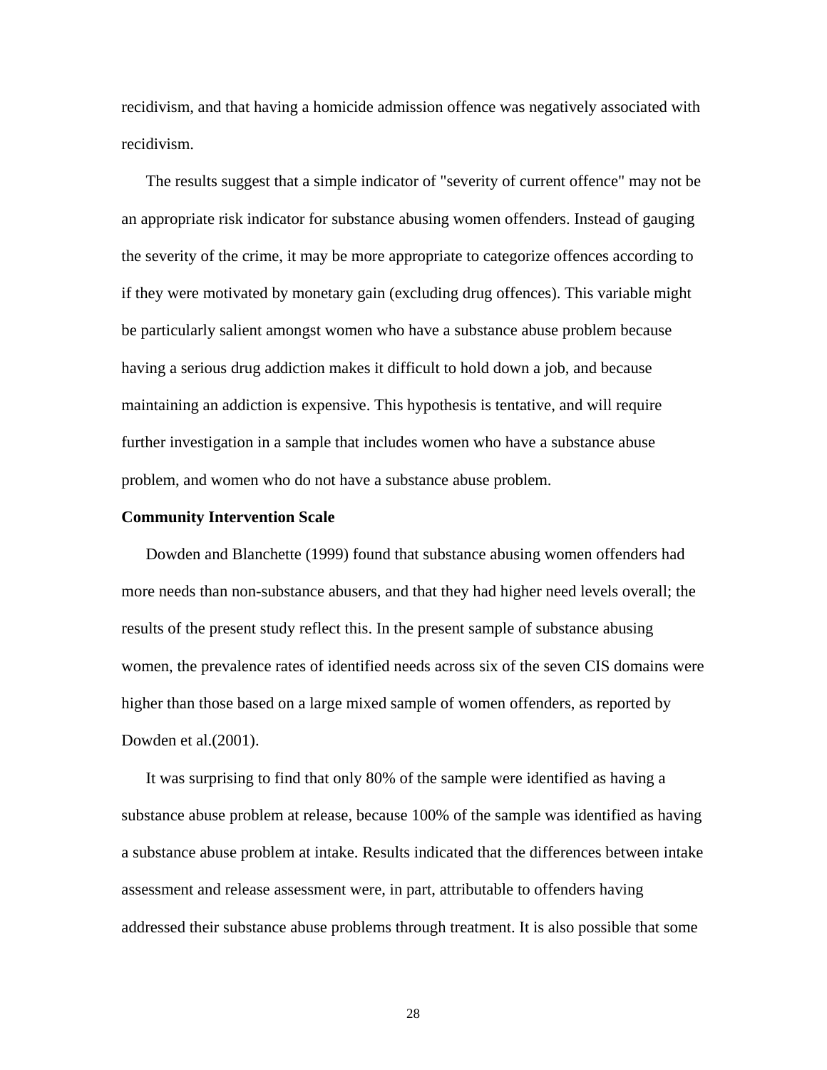recidivism, and that having a homicide admission offence was negatively associated with recidivism.

The results suggest that a simple indicator of "severity of current offence" may not be an appropriate risk indicator for substance abusing women offenders. Instead of gauging the severity of the crime, it may be more appropriate to categorize offences according to if they were motivated by monetary gain (excluding drug offences). This variable might be particularly salient amongst women who have a substance abuse problem because having a serious drug addiction makes it difficult to hold down a job, and because maintaining an addiction is expensive. This hypothesis is tentative, and will require further investigation in a sample that includes women who have a substance abuse problem, and women who do not have a substance abuse problem.

**Community Intervention Scale**

Dowden and Blanchette (1999) found that substance abusing women offenders had more needs than non-substance abusers, and that they had higher need levels overall; the results of the present study reflect this. In the present sample of substance abusing women, the prevalence rates of identified needs across six of the seven CIS domains were higher than those based on a large mixed sample of women offenders, as reported by Dowden et al.(2001).

It was surprising to find that only 80% of the sample were identified as having a substance abuse problem at release, because 100% of the sample was identified as having a substance abuse problem at intake. Results indicated that the differences between intake assessment and release assessment were, in part, attributable to offenders having addressed their substance abuse problems through treatment. It is also possible that some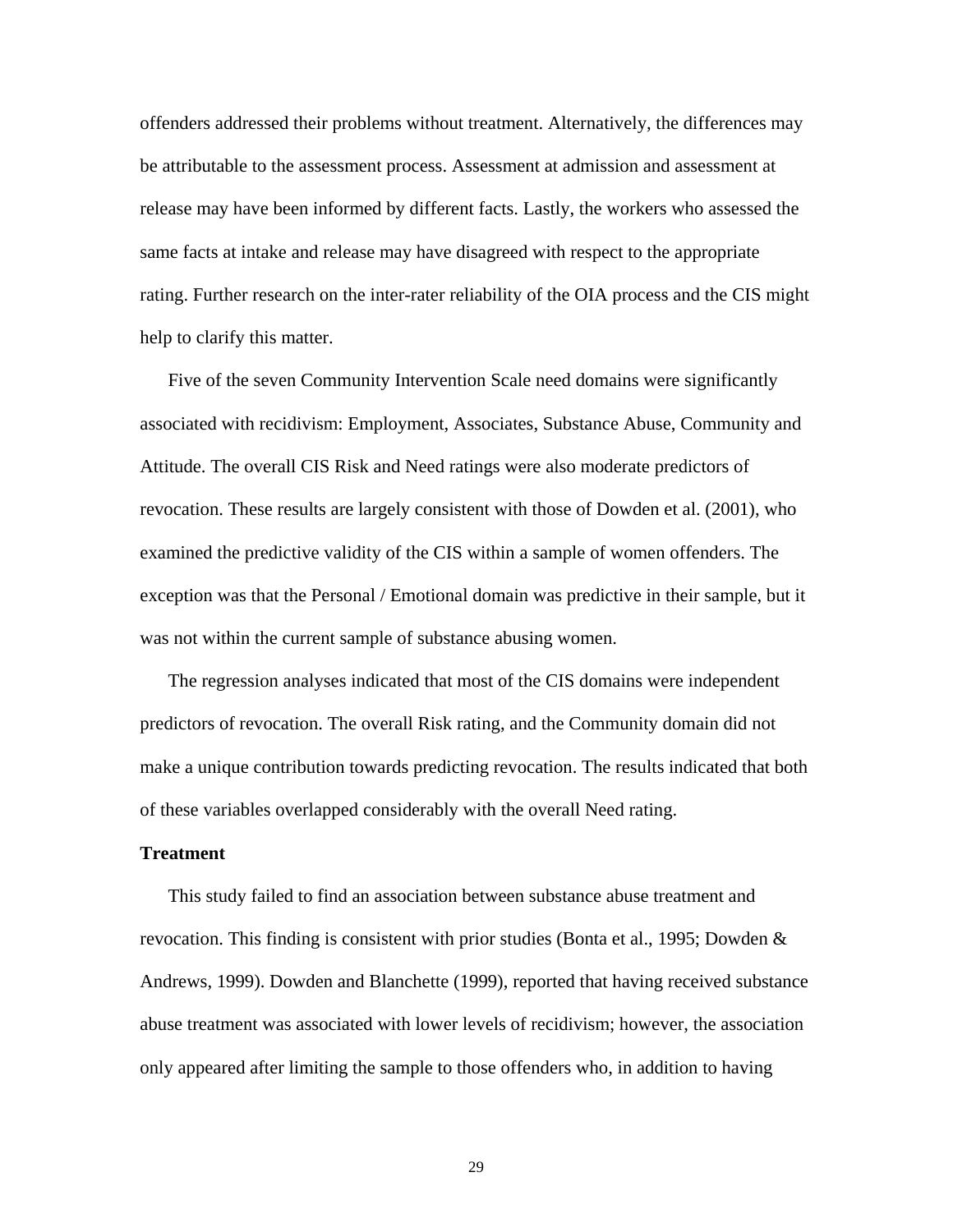offenders addressed their problems without treatment. Alternatively, the differences may be attributable to the assessment process. Assessment at admission and assessment at release may have been informed by different facts. Lastly, the workers who assessed the same facts at intake and release may have disagreed with respect to the appropriate rating. Further research on the inter-rater reliability of the OIA process and the CIS might help to clarify this matter.

Five of the seven Community Intervention Scale need domains were significantly associated with recidivism: Employment, Associates, Substance Abuse, Community and Attitude. The overall CIS Risk and Need ratings were also moderate predictors of revocation. These results are largely consistent with those of Dowden et al. (2001), who examined the predictive validity of the CIS within a sample of women offenders. The exception was that the Personal / Emotional domain was predictive in their sample, but it was not within the current sample of substance abusing women.

The regression analyses indicated that most of the CIS domains were independent predictors of revocation. The overall Risk rating, and the Community domain did not make a unique contribution towards predicting revocation. The results indicated that both of these variables overlapped considerably with the overall Need rating.

**Treatment**

This study failed to find an association between substance abuse treatment and revocation. This finding is consistent with prior studies (Bonta et al., 1995; Dowden & Andrews, 1999). Dowden and Blanchette (1999), reported that having received substance abuse treatment was associated with lower levels of recidivism; however, the association only appeared after limiting the sample to those offenders who, in addition to having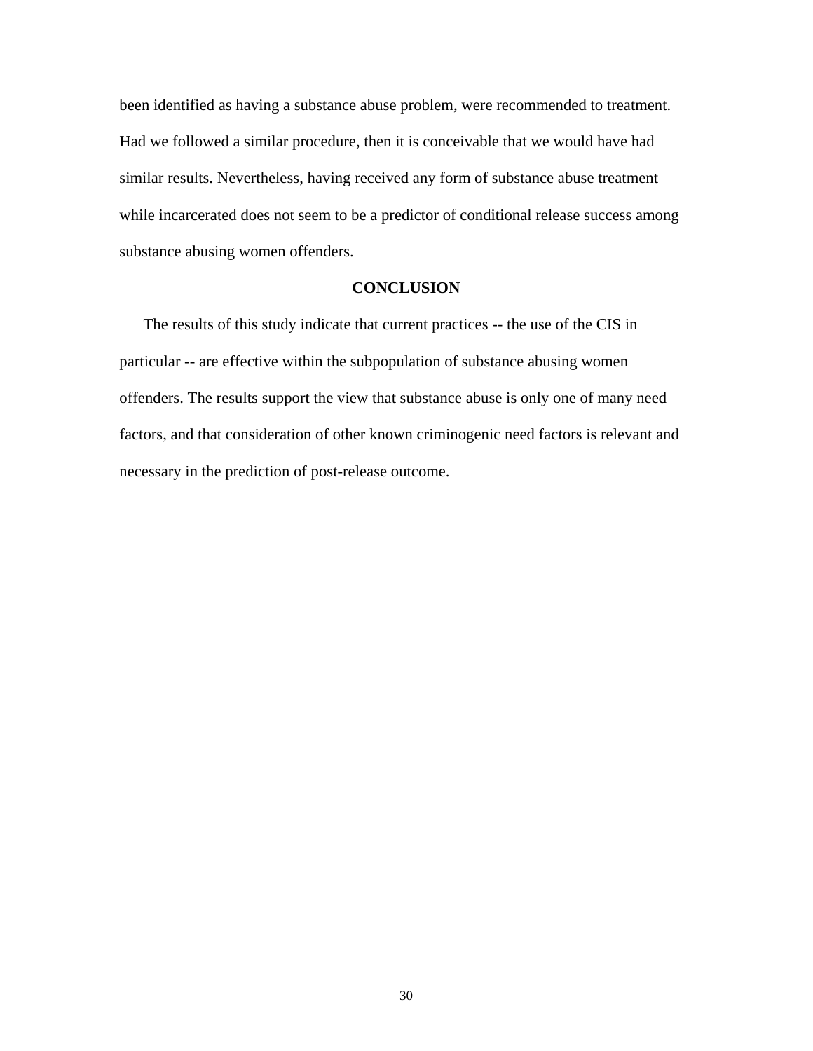been identified as having a substance abuse problem, were recommended to treatment. Had we followed a similar procedure, then it is conceivable that we would have had similar results. Nevertheless, having received any form of substance abuse treatment while incarcerated does not seem to be a predictor of conditional release success among substance abusing women offenders.

## CONCLUSION

The results of this study indicate that current practices -- the use of the CIS in particular -- are effective within the subpopulation of substance abusing women offenders. The results support the view that substance abuse is only one of many need factors, and that consideration of other known criminogenic need factors is relevant and necessary in the prediction of post-release outcome.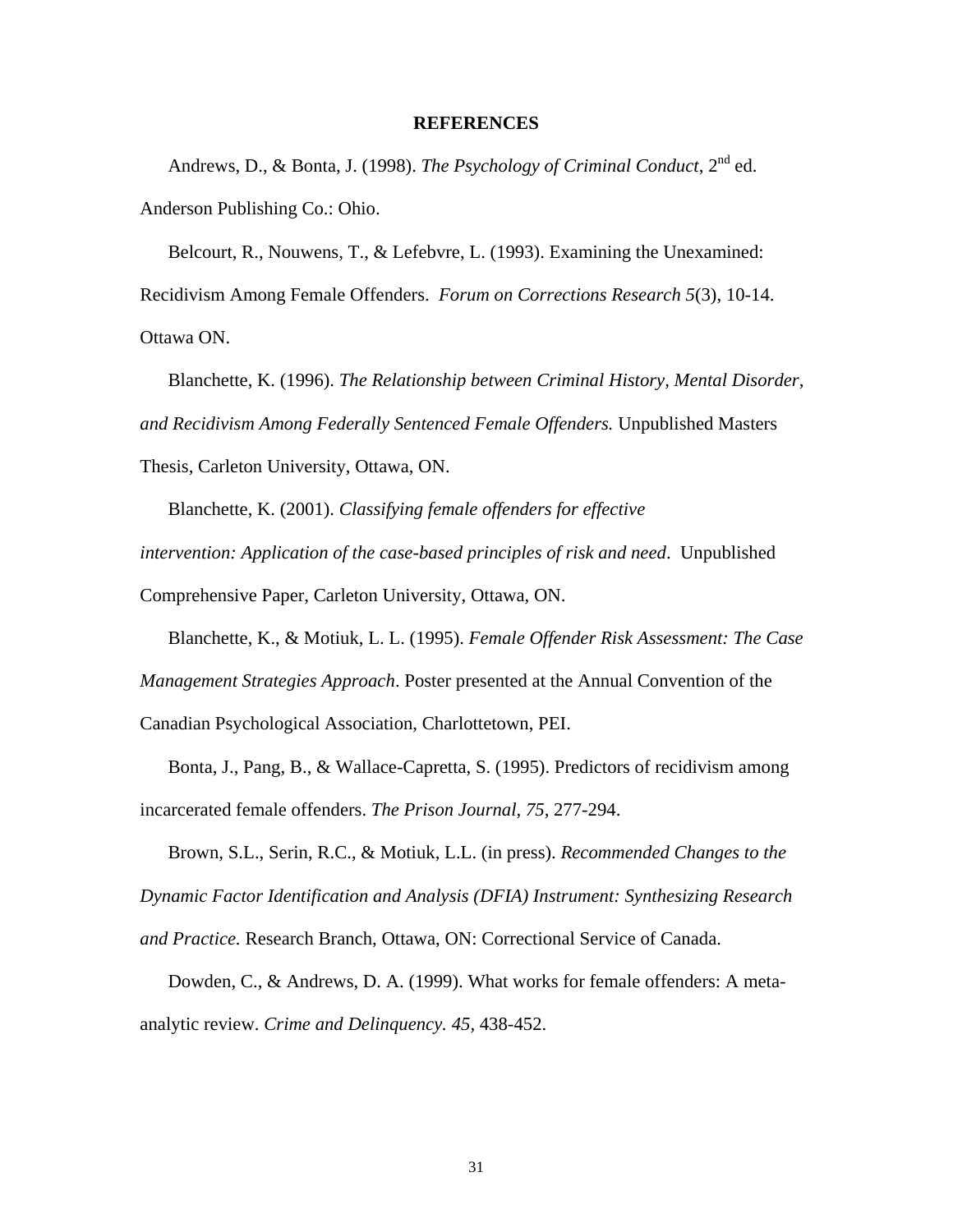## REFERENCES

Andrews, D., & Bonta, J. (1998). *The Psychology of Criminal Conduct*, 2nd ed. Anderson Publishing Co.: Ohio.

Belcourt, R., Nouwens, T., & Lefebvre, L. (1993). Examining the Unexamined: Recidivism Among Female Offenders. *Forum on Corrections Research 5*(3), 10-14. Ottawa ON.

Blanchette, K. (1996). *The Relationship between Criminal History, Mental Disorder, and Recidivism Among Federally Sentenced Female Offenders.* Unpublished Masters Thesis, Carleton University, Ottawa, ON.

Blanchette, K. (2001). *Classifying female offenders for effective intervention: Application of the case-based principles of risk and need*. Unpublished Comprehensive Paper, Carleton University, Ottawa, ON.

Blanchette, K., & Motiuk, L. L. (1995). *Female Offender Risk Assessment: The Case Management Strategies Approach*. Poster presented at the Annual Convention of the Canadian Psychological Association, Charlottetown, PEI.

Bonta, J., Pang, B., & Wallace-Capretta, S. (1995). Predictors of recidivism among incarcerated female offenders. *The Prison Journal, 75*, 277-294.

Brown, S.L., Serin, R.C., & Motiuk, L.L. (in press). *Recommended Changes to the Dynamic Factor Identification and Analysis (DFIA) Instrument: Synthesizing Research and Practice.* Research Branch, Ottawa, ON: Correctional Service of Canada.

Dowden, C., & Andrews, D. A. (1999). What works for female offenders: A meta-analytic review. *Crime and Delinquency. 45*, 438-452.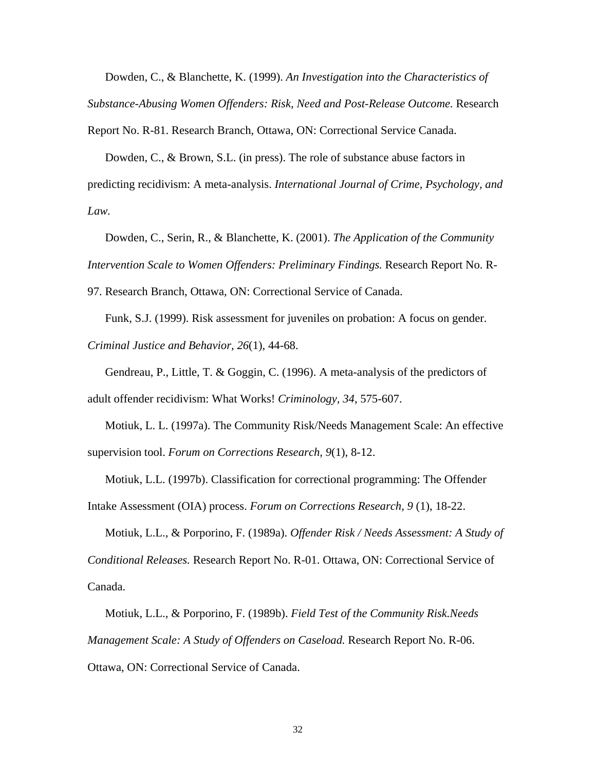Dowden, C., & Blanchette, K. (1999). *An Investigation into the Characteristics of Substance-Abusing Women Offenders: Risk, Need and Post-Release Outcome.* Research Report No. R-81. Research Branch, Ottawa, ON: Correctional Service Canada.

Dowden, C., & Brown, S.L. (in press). The role of substance abuse factors in predicting recidivism: A meta-analysis. *International Journal of Crime, Psychology, and Law.*

Dowden, C., Serin, R., & Blanchette, K. (2001). *The Application of the Community Intervention Scale to Women Offenders: Preliminary Findings.* Research Report No. R-97. Research Branch, Ottawa, ON: Correctional Service of Canada.

Funk, S.J. (1999). Risk assessment for juveniles on probation: A focus on gender. *Criminal Justice and Behavior, 26*(1), 44-68.

Gendreau, P., Little, T. & Goggin, C. (1996). A meta-analysis of the predictors of adult offender recidivism: What Works! *Criminology, 34,* 575-607.

Motiuk, L. L. (1997a). The Community Risk/Needs Management Scale: An effective supervision tool. *Forum on Corrections Research, 9*(1), 8-12.

Motiuk, L.L. (1997b). Classification for correctional programming: The Offender Intake Assessment (OIA) process. *Forum on Corrections Research, 9* (1), 18-22.

Motiuk, L.L., & Porporino, F. (1989a). *Offender Risk / Needs Assessment: A Study of Conditional Releases.* Research Report No. R-01. Ottawa, ON: Correctional Service of Canada.

Motiuk, L.L., & Porporino, F. (1989b). *Field Test of the Community Risk.Needs Management Scale: A Study of Offenders on Caseload.* Research Report No. R-06. Ottawa, ON: Correctional Service of Canada.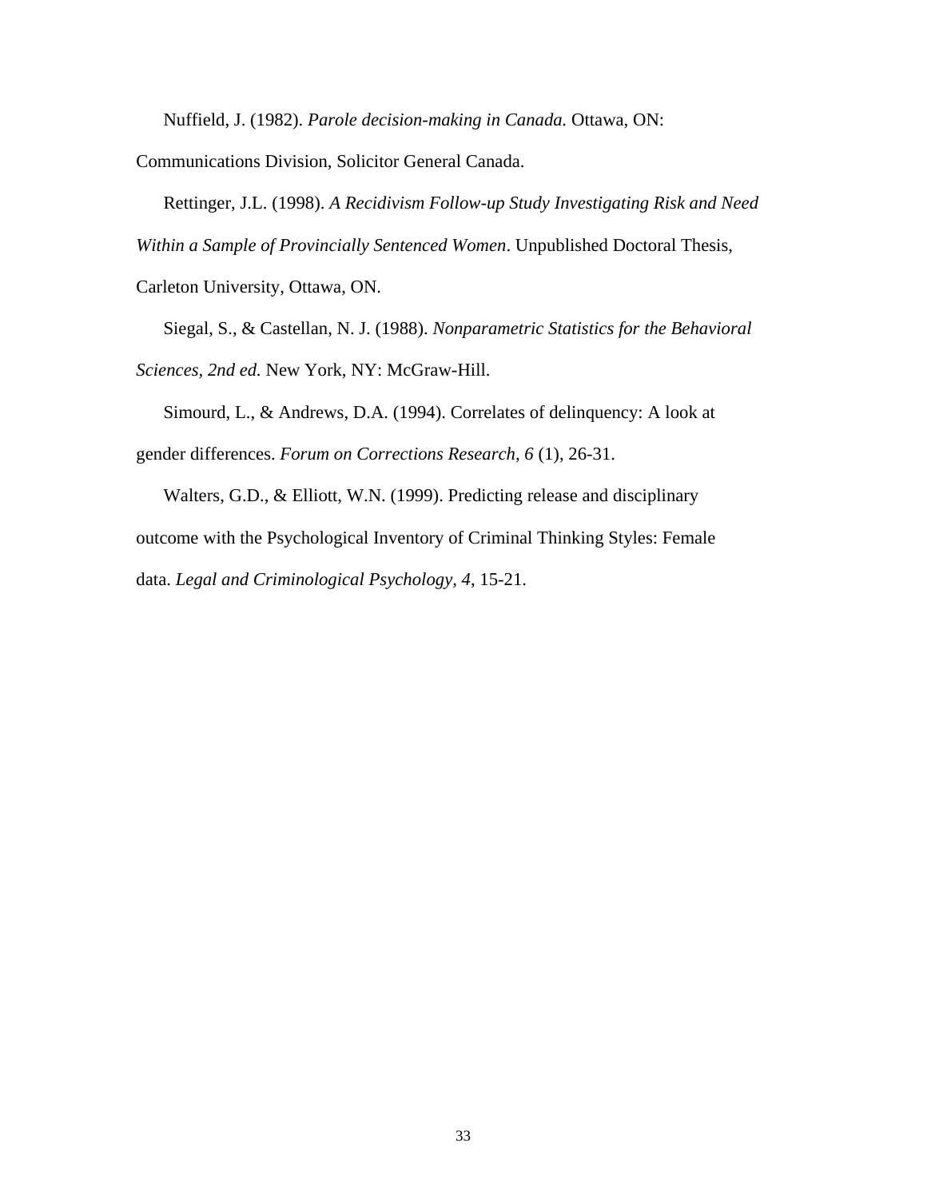Nuffield, J. (1982). *Parole decision-making in Canada.* Ottawa, ON: Communications Division, Solicitor General Canada.

Rettinger, J.L. (1998). *A Recidivism Follow-up Study Investigating Risk and Need Within a Sample of Provincially Sentenced Women*. Unpublished Doctoral Thesis, Carleton University, Ottawa, ON.

Siegal, S., & Castellan, N. J. (1988). *Nonparametric Statistics for the Behavioral Sciences, 2nd ed.* New York, NY: McGraw-Hill.

Simourd, L., & Andrews, D.A. (1994). Correlates of delinquency: A look at gender differences. *Forum on Corrections Research, 6* (1), 26-31.

Walters, G.D., & Elliott, W.N. (1999). Predicting release and disciplinary outcome with the Psychological Inventory of Criminal Thinking Styles: Female data. *Legal and Criminological Psychology, 4*, 15-21.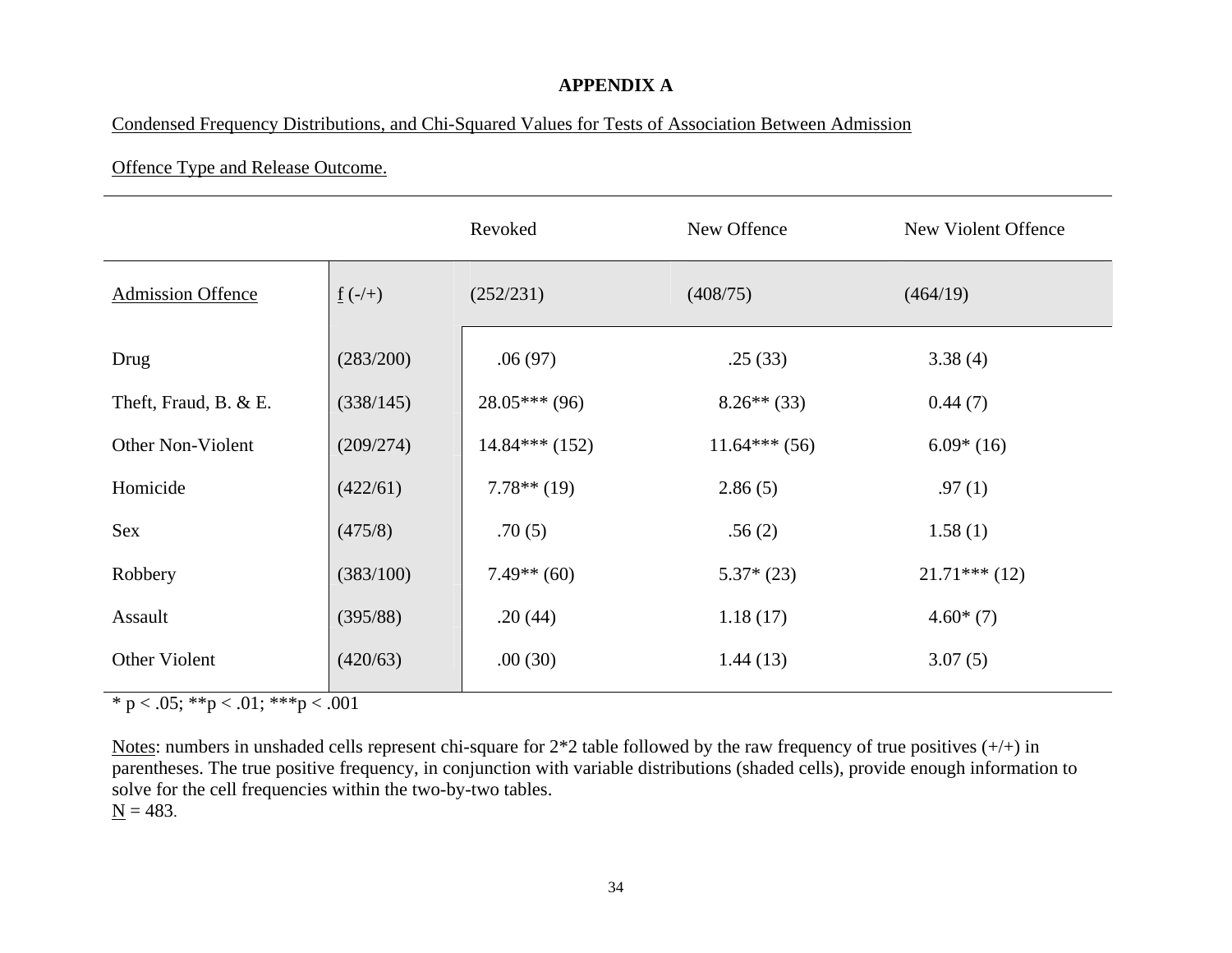**APPENDIX A**

Condensed Frequency Distributions, and Chi-Squared Values for Tests of Association Between Admission Offence Type and Release Outcome.

| | | Revoked | New Offence | New Violent Offence |
|---|---|---|---|---|
| Admission Offence | f (-/+) | (252/231) | (408/75) | (464/19) |
| Drug | (283/200) | .06 (97) | .25 (33) | 3.38 (4) |
| Theft, Fraud, B. & E. | (338/145) | 28.05*** (96) | 8.26** (33) | 0.44 (7) |
| Other Non-Violent | (209/274) | 14.84*** (152) | 11.64*** (56) | 6.09* (16) |
| Homicide | (422/61) | 7.78** (19) | 2.86 (5) | .97 (1) |
| Sex | (475/8) | .70 (5) | .56 (2) | 1.58 (1) |
| Robbery | (383/100) | 7.49** (60) | 5.37* (23) | 21.71*** (12) |
| Assault | (395/88) | .20 (44) | 1.18 (17) | 4.60* (7) |
| Other Violent | (420/63) | .00 (30) | 1.44 (13) | 3.07 (5) |

* p < .05; **p < .01; ***p < .001

Notes: numbers in unshaded cells represent chi-square for 2*2 table followed by the raw frequency of true positives (+/+) in parentheses. The true positive frequency, in conjunction with variable distributions (shaded cells), provide enough information to solve for the cell frequencies within the two-by-two tables.
N = 483.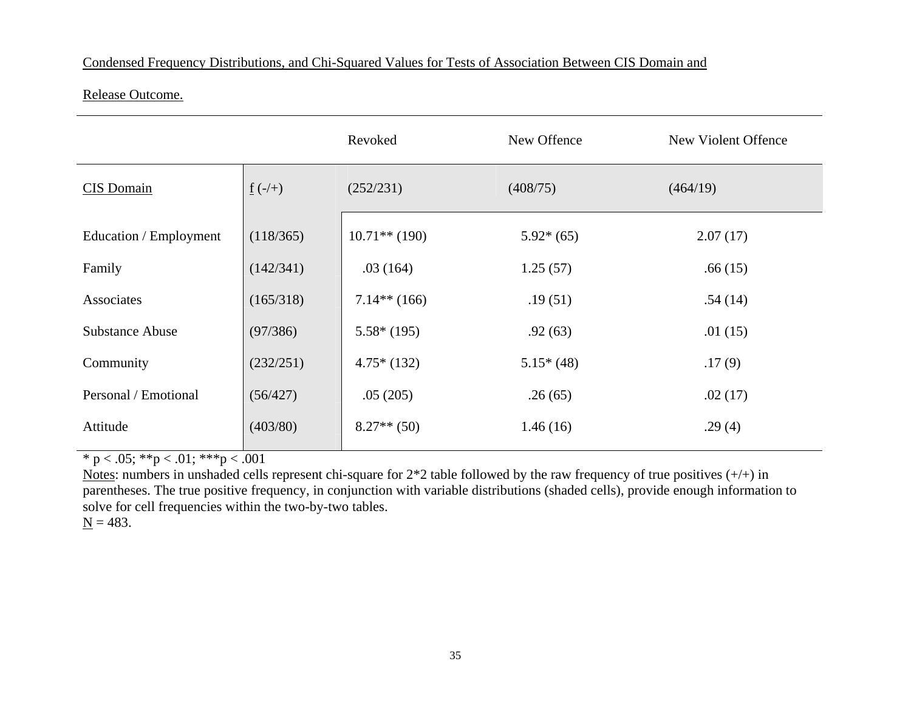Condensed Frequency Distributions, and Chi-Squared Values for Tests of Association Between CIS Domain and Release Outcome.

| | | Revoked | New Offence | New Violent Offence |
|---|---|---|---|---|
| CIS Domain | f (-/+) | (252/231) | (408/75) | (464/19) |
| Education / Employment | (118/365) | 10.71** (190) | 5.92* (65) | 2.07 (17) |
| Family | (142/341) | .03 (164) | 1.25 (57) | .66 (15) |
| Associates | (165/318) | 7.14** (166) | .19 (51) | .54 (14) |
| Substance Abuse | (97/386) | 5.58* (195) | .92 (63) | .01 (15) |
| Community | (232/251) | 4.75* (132) | 5.15* (48) | .17 (9) |
| Personal / Emotional | (56/427) | .05 (205) | .26 (65) | .02 (17) |
| Attitude | (403/80) | 8.27** (50) | 1.46 (16) | .29 (4) |

* $p < .05$; ** $p < .01$; *** $p < .001$

Notes: numbers in unshaded cells represent chi-square for 2*2 table followed by the raw frequency of true positives (+/+) in parentheses. The true positive frequency, in conjunction with variable distributions (shaded cells), provide enough information to solve for cell frequencies within the two-by-two tables.

N = 483.